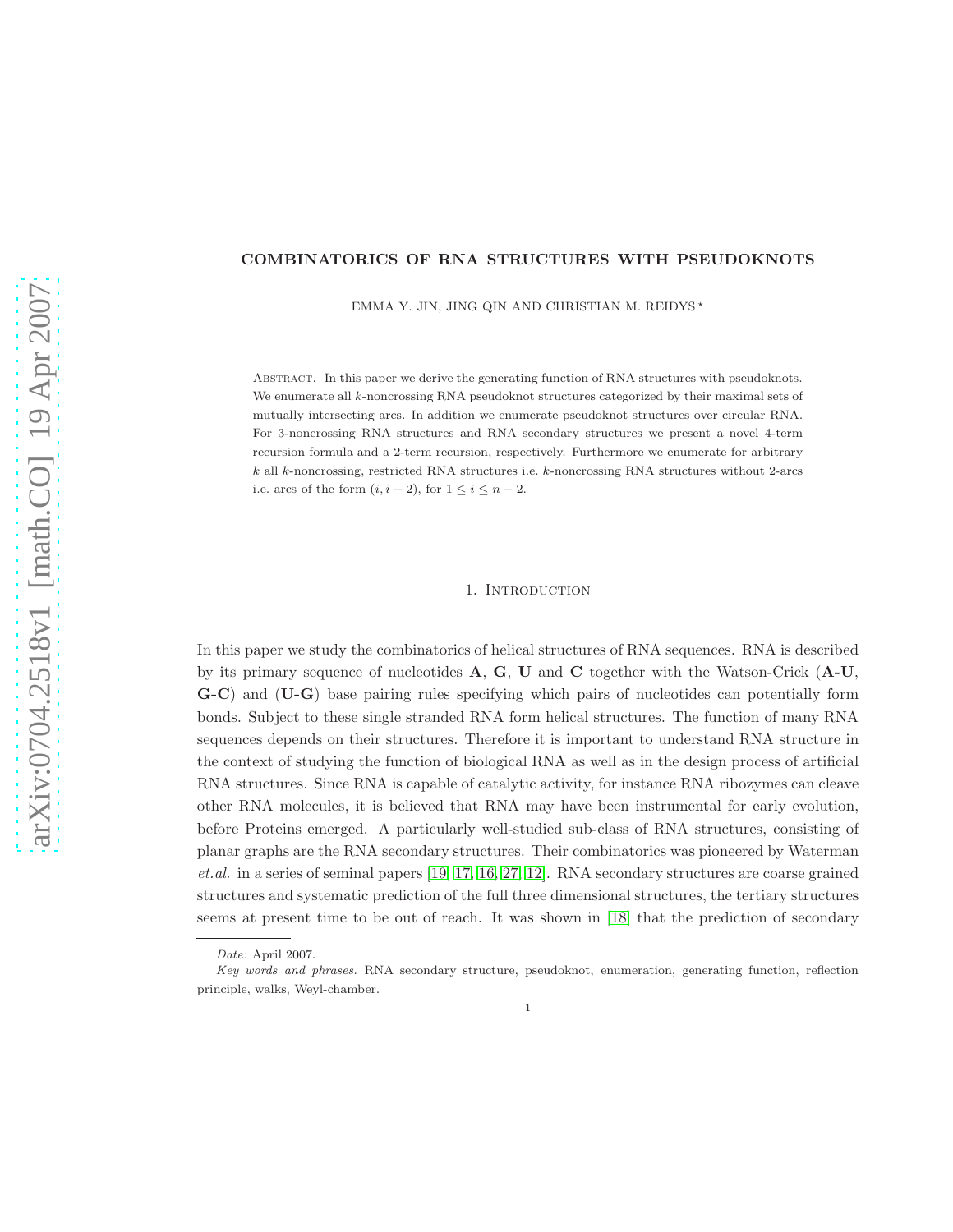# COMBINATORICS OF RNA STRUCTURES WITH PSEUDOKNOTS

EMMA Y. JIN, JING QIN AND CHRISTIAN M. REIDYS *

ABSTRACT. In this paper we derive the generating function of RNA structures with pseudoknots. We enumerate all $k$-noncrossing RNA pseudoknot structures categorized by their maximal sets of mutually intersecting arcs. In addition we enumerate pseudoknot structures over circular RNA. For 3-noncrossing RNA structures and RNA secondary structures we present a novel 4-term recursion formula and a 2-term recursion, respectively. Furthermore we enumerate for arbitrary $k$ all $k$-noncrossing, restricted RNA structures i.e. $k$-noncrossing RNA structures without 2-arcs i.e. arcs of the form $(i, i+2)$, for $1 \leq i \leq n-2$.

## 1. Introduction

In this paper we study the combinatorics of helical structures of RNA sequences. RNA is described by its primary sequence of nucleotides **A**, **G**, **U** and **C** together with the Watson-Crick (**A-U**, **G-C**) and (**U-G**) base pairing rules specifying which pairs of nucleotides can potentially form bonds. Subject to these single stranded RNA form helical structures. The function of many RNA sequences depends on their structures. Therefore it is important to understand RNA structure in the context of studying the function of biological RNA as well as in the design process of artificial RNA structures. Since RNA is capable of catalytic activity, for instance RNA ribozymes can cleave other RNA molecules, it is believed that RNA may have been instrumental for early evolution, before Proteins emerged. A particularly well-studied sub-class of RNA structures, consisting of planar graphs are the RNA secondary structures. Their combinatorics was pioneered by Waterman *et.al.* in a series of seminal papers [19, 17, 16, 27, 12]. RNA secondary structures are coarse grained structures and systematic prediction of the full three dimensional structures, the tertiary structures seems at present time to be out of reach. It was shown in [18] that the prediction of secondary

---

*Date*: April 2007.

*Key words and phrases.* RNA secondary structure, pseudoknot, enumeration, generating function, reflection principle, walks, Weyl-chamber.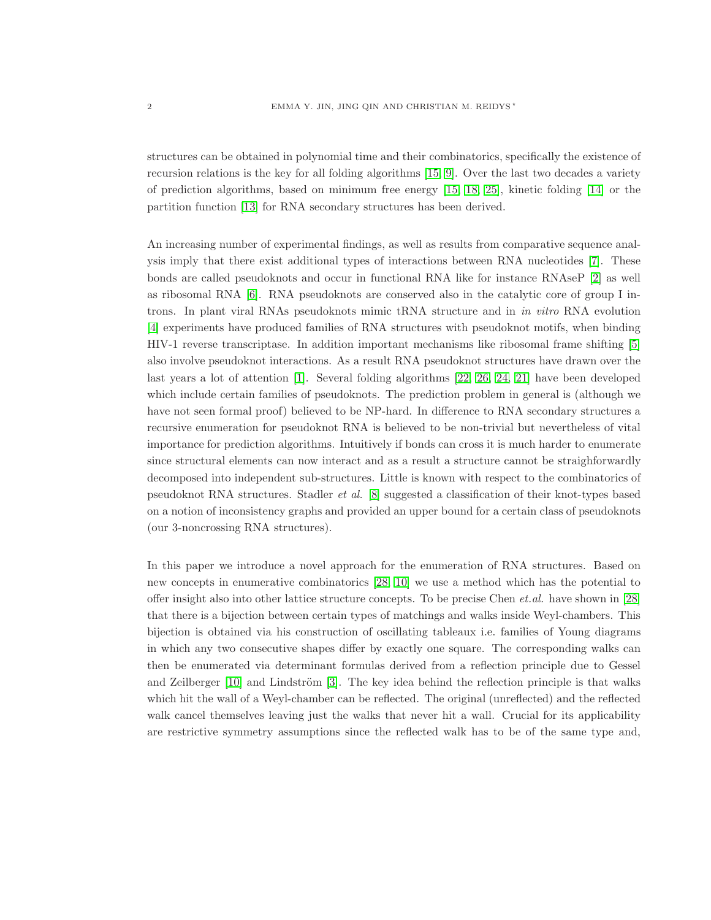structures can be obtained in polynomial time and their combinatorics, specifically the existence of recursion relations is the key for all folding algorithms [15, 9]. Over the last two decades a variety of prediction algorithms, based on minimum free energy [15, 18, 25], kinetic folding [14] or the partition function [13] for RNA secondary structures has been derived.

An increasing number of experimental findings, as well as results from comparative sequence analysis imply that there exist additional types of interactions between RNA nucleotides [7]. These bonds are called pseudoknots and occur in functional RNA like for instance RNAseP [2] as well as ribosomal RNA [6]. RNA pseudoknots are conserved also in the catalytic core of group I introns. In plant viral RNAs pseudoknots mimic tRNA structure and in *in vitro* RNA evolution [4] experiments have produced families of RNA structures with pseudoknot motifs, when binding HIV-1 reverse transcriptase. In addition important mechanisms like ribosomal frame shifting [5] also involve pseudoknot interactions. As a result RNA pseudoknot structures have drawn over the last years a lot of attention [1]. Several folding algorithms [22, 26, 24, 21] have been developed which include certain families of pseudoknots. The prediction problem in general is (although we have not seen formal proof) believed to be NP-hard. In difference to RNA secondary structures a recursive enumeration for pseudoknot RNA is believed to be non-trivial but nevertheless of vital importance for prediction algorithms. Intuitively if bonds can cross it is much harder to enumerate since structural elements can now interact and as a result a structure cannot be straighforwardly decomposed into independent sub-structures. Little is known with respect to the combinatorics of pseudoknot RNA structures. Stadler *et al.* [8] suggested a classification of their knot-types based on a notion of inconsistency graphs and provided an upper bound for a certain class of pseudoknots (our 3-noncrossing RNA structures).

In this paper we introduce a novel approach for the enumeration of RNA structures. Based on new concepts in enumerative combinatorics [28, 10] we use a method which has the potential to offer insight also into other lattice structure concepts. To be precise Chen *et.al.* have shown in [28] that there is a bijection between certain types of matchings and walks inside Weyl-chambers. This bijection is obtained via his construction of oscillating tableaux i.e. families of Young diagrams in which any two consecutive shapes differ by exactly one square. The corresponding walks can then be enumerated via determinant formulas derived from a reflection principle due to Gessel and Zeilberger [10] and Lindström [3]. The key idea behind the reflection principle is that walks which hit the wall of a Weyl-chamber can be reflected. The original (unreflected) and the reflected walk cancel themselves leaving just the walks that never hit a wall. Crucial for its applicability are restrictive symmetry assumptions since the reflected walk has to be of the same type and,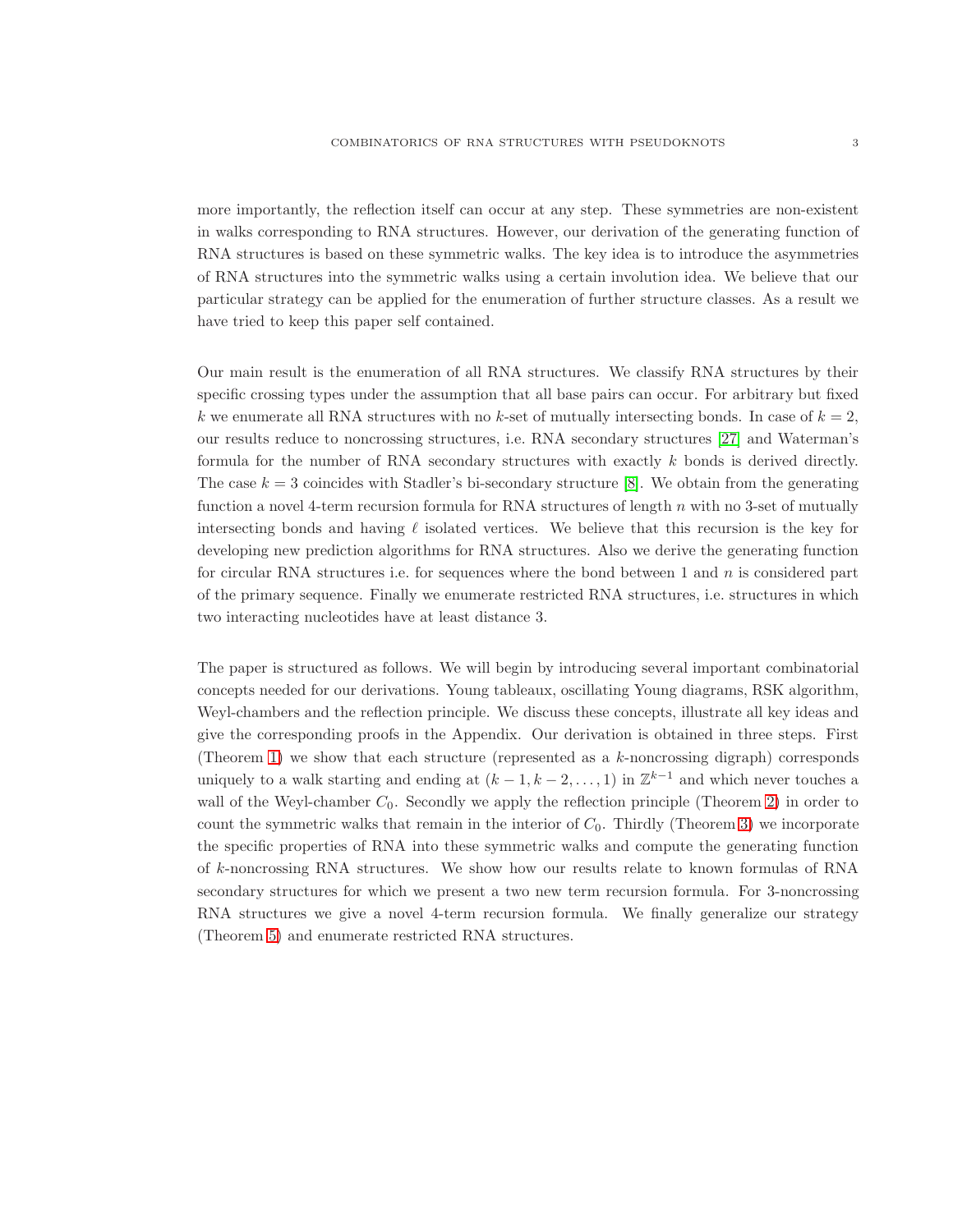more importantly, the reflection itself can occur at any step. These symmetries are non-existent in walks corresponding to RNA structures. However, our derivation of the generating function of RNA structures is based on these symmetric walks. The key idea is to introduce the asymmetries of RNA structures into the symmetric walks using a certain involution idea. We believe that our particular strategy can be applied for the enumeration of further structure classes. As a result we have tried to keep this paper self contained.

Our main result is the enumeration of all RNA structures. We classify RNA structures by their specific crossing types under the assumption that all base pairs can occur. For arbitrary but fixed $k$ we enumerate all RNA structures with no $k$-set of mutually intersecting bonds. In case of $k = 2$, our results reduce to noncrossing structures, i.e. RNA secondary structures [27] and Waterman's formula for the number of RNA secondary structures with exactly $k$ bonds is derived directly. The case $k = 3$ coincides with Stadler's bi-secondary structure [8]. We obtain from the generating function a novel 4-term recursion formula for RNA structures of length $n$ with no 3-set of mutually intersecting bonds and having $\ell$ isolated vertices. We believe that this recursion is the key for developing new prediction algorithms for RNA structures. Also we derive the generating function for circular RNA structures i.e. for sequences where the bond between 1 and $n$ is considered part of the primary sequence. Finally we enumerate restricted RNA structures, i.e. structures in which two interacting nucleotides have at least distance 3.

The paper is structured as follows. We will begin by introducing several important combinatorial concepts needed for our derivations. Young tableaux, oscillating Young diagrams, RSK algorithm, Weyl-chambers and the reflection principle. We discuss these concepts, illustrate all key ideas and give the corresponding proofs in the Appendix. Our derivation is obtained in three steps. First (Theorem 1) we show that each structure (represented as a $k$-noncrossing digraph) corresponds uniquely to a walk starting and ending at $(k-1, k-2, \dots, 1)$ in $\mathbb{Z}^{k-1}$ and which never touches a wall of the Weyl-chamber $C_0$. Secondly we apply the reflection principle (Theorem 2) in order to count the symmetric walks that remain in the interior of $C_0$. Thirdly (Theorem 3) we incorporate the specific properties of RNA into these symmetric walks and compute the generating function of $k$-noncrossing RNA structures. We show how our results relate to known formulas of RNA secondary structures for which we present a two new term recursion formula. For 3-noncrossing RNA structures we give a novel 4-term recursion formula. We finally generalize our strategy (Theorem 5) and enumerate restricted RNA structures.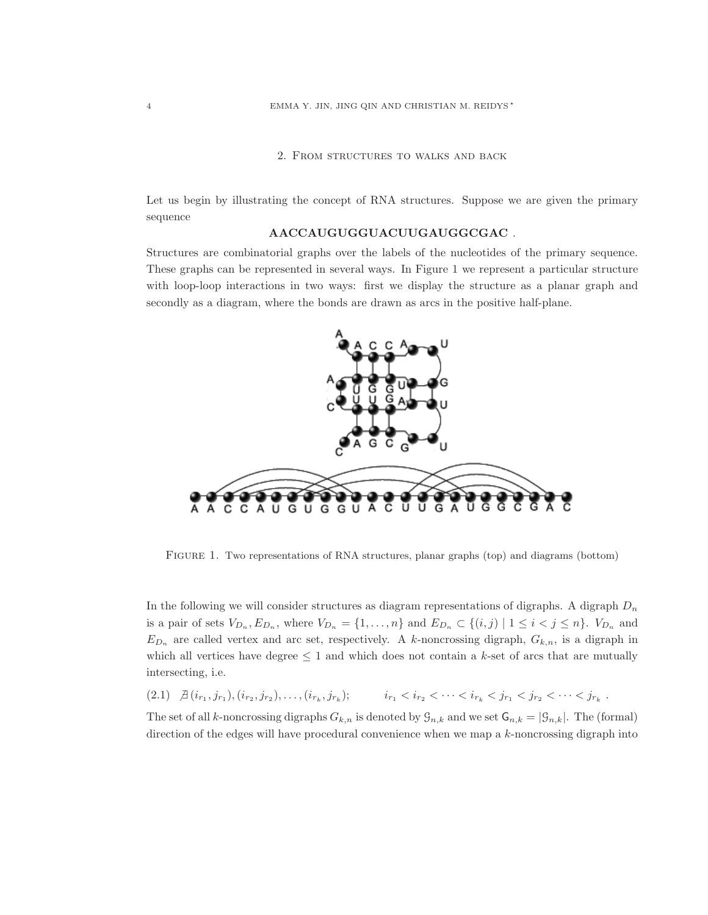## 2. From structures to walks and back

Let us begin by illustrating the concept of RNA structures. Suppose we are given the primary sequence

**AACCAUGUGGUACUUGAUGGCGAC** .

Structures are combinatorial graphs over the labels of the nucleotides of the primary sequence. These graphs can be represented in several ways. In Figure 1 we represent a particular structure with loop-loop interactions in two ways: first we display the structure as a planar graph and secondly as a diagram, where the bonds are drawn as arcs in the positive half-plane.

Figure 1. Two representations of RNA structures, planar graphs (top) and diagrams (bottom)

In the following we will consider structures as diagram representations of digraphs. A digraph $D_n$ is a pair of sets $V_{D_n}, E_{D_n}$, where $V_{D_n} = \{1, \dots, n\}$ and $E_{D_n} \subset \{(i,j) \mid 1 \leq i < j \leq n\}$. $V_{D_n}$ and $E_{D_n}$ are called vertex and arc set, respectively. A $k$-noncrossing digraph, $G_{k,n}$, is a digraph in which all vertices have degree $\leq 1$ and which does not contain a $k$-set of arcs that are mutually intersecting, i.e.

$$\not\exists\, (i_{r_1}, j_{r_1}), (i_{r_2}, j_{r_2}), \dots, (i_{r_k}, j_{r_k}); \qquad i_{r_1} < i_{r_2} < \dots < i_{r_k} < j_{r_1} < j_{r_2} < \dots < j_{r_k} \ . \tag{2.1}$$

The set of all $k$-noncrossing digraphs $G_{k,n}$ is denoted by $\mathcal{G}_{n,k}$ and we set $\mathsf{G}_{n,k} = |\mathcal{G}_{n,k}|$. The (formal) direction of the edges will have procedural convenience when we map a $k$-noncrossing digraph into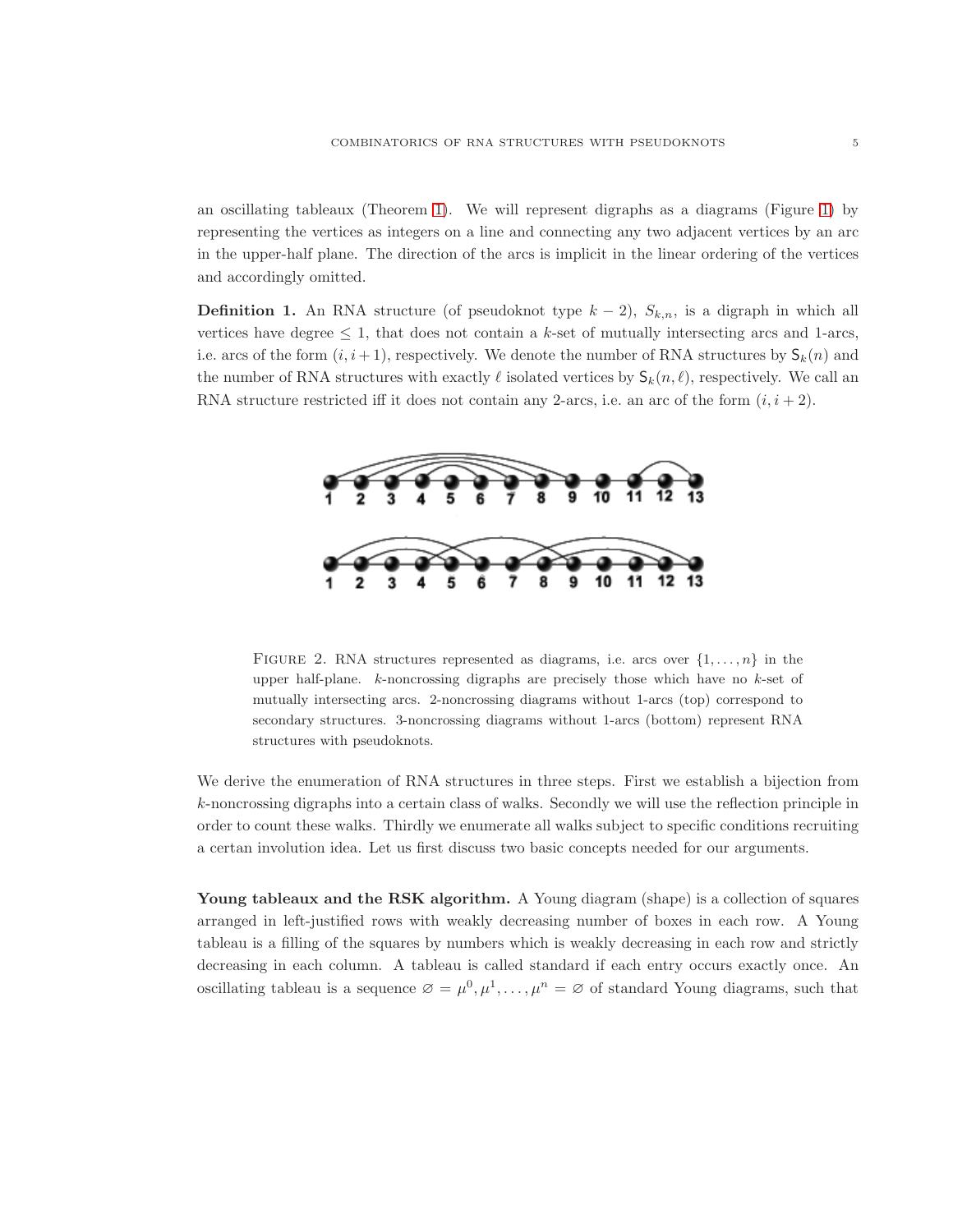an oscillating tableaux (Theorem 1). We will represent digraphs as a diagrams (Figure 1) by representing the vertices as integers on a line and connecting any two adjacent vertices by an arc in the upper-half plane. The direction of the arcs is implicit in the linear ordering of the vertices and accordingly omitted.

**Definition 1.** An RNA structure (of pseudoknot type $k-2$), $S_{k,n}$, is a digraph in which all vertices have degree $\leq 1$, that does not contain a $k$-set of mutually intersecting arcs and 1-arcs, i.e. arcs of the form $(i, i+1)$, respectively. We denote the number of RNA structures by $\mathsf{S}_k(n)$ and the number of RNA structures with exactly $\ell$ isolated vertices by $\mathsf{S}_k(n, \ell)$, respectively. We call an RNA structure restricted iff it does not contain any 2-arcs, i.e. an arc of the form $(i, i+2)$.

FIGURE 2. RNA structures represented as diagrams, i.e. arcs over $\{1, \ldots, n\}$ in the upper half-plane. $k$-noncrossing digraphs are precisely those which have no $k$-set of mutually intersecting arcs. 2-noncrossing diagrams without 1-arcs (top) correspond to secondary structures. 3-noncrossing diagrams without 1-arcs (bottom) represent RNA structures with pseudoknots.

We derive the enumeration of RNA structures in three steps. First we establish a bijection from $k$-noncrossing digraphs into a certain class of walks. Secondly we will use the reflection principle in order to count these walks. Thirdly we enumerate all walks subject to specific conditions recruiting a certan involution idea. Let us first discuss two basic concepts needed for our arguments.

**Young tableaux and the RSK algorithm.** A Young diagram (shape) is a collection of squares arranged in left-justified rows with weakly decreasing number of boxes in each row. A Young tableau is a filling of the squares by numbers which is weakly decreasing in each row and strictly decreasing in each column. A tableau is called standard if each entry occurs exactly once. An oscillating tableau is a sequence $\varnothing = \mu^0, \mu^1, \ldots, \mu^n = \varnothing$ of standard Young diagrams, such that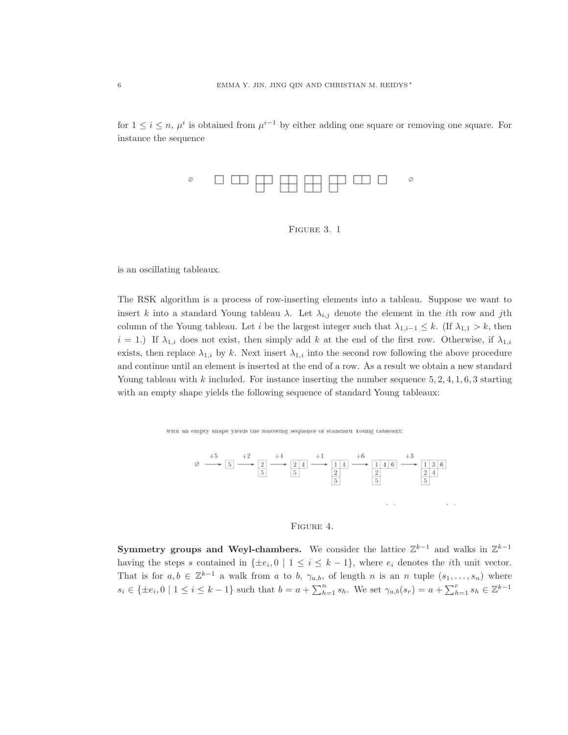for $1 \leq i \leq n$, $\mu^i$ is obtained from $\mu^{i-1}$ by either adding one square or removing one square. For instance the sequence

Figure 3. 1

is an oscillating tableaux.

The RSK algorithm is a process of row-inserting elements into a tableau. Suppose we want to insert $k$ into a standard Young tableau $\lambda$. Let $\lambda_{i,j}$ denote the element in the $i$th row and $j$th column of the Young tableau. Let $i$ be the largest integer such that $\lambda_{1,i-1} \leq k$. (If $\lambda_{1,1} > k$, then $i = 1$.) If $\lambda_{1,i}$ does not exist, then simply add $k$ at the end of the first row. Otherwise, if $\lambda_{1,i}$ exists, then replace $\lambda_{1,i}$ by $k$. Next insert $\lambda_{1,i}$ into the second row following the above procedure and continue until an element is inserted at the end of a row. As a result we obtain a new standard Young tableau with $k$ included. For instance inserting the number sequence $5, 2, 4, 1, 6, 3$ starting with an empty shape yields the following sequence of standard Young tableaux:

Figure 4.

**Symmetry groups and Weyl-chambers.** We consider the lattice $\mathbb{Z}^{k-1}$ and walks in $\mathbb{Z}^{k-1}$ having the steps $s$ contained in $\{\pm e_i, 0 \mid 1 \leq i \leq k-1\}$, where $e_i$ denotes the $i$th unit vector. That is for $a, b \in \mathbb{Z}^{k-1}$ a walk from $a$ to $b$, $\gamma_{a,b}$, of length $n$ is an $n$ tuple $(s_1, \ldots, s_n)$ where $s_i \in \{\pm e_i, 0 \mid 1 \leq i \leq k-1\}$ such that $b = a + \sum_{h=1}^{n} s_h$. We set $\gamma_{a,b}(s_r) = a + \sum_{h=1}^{r} s_h \in \mathbb{Z}^{k-1}$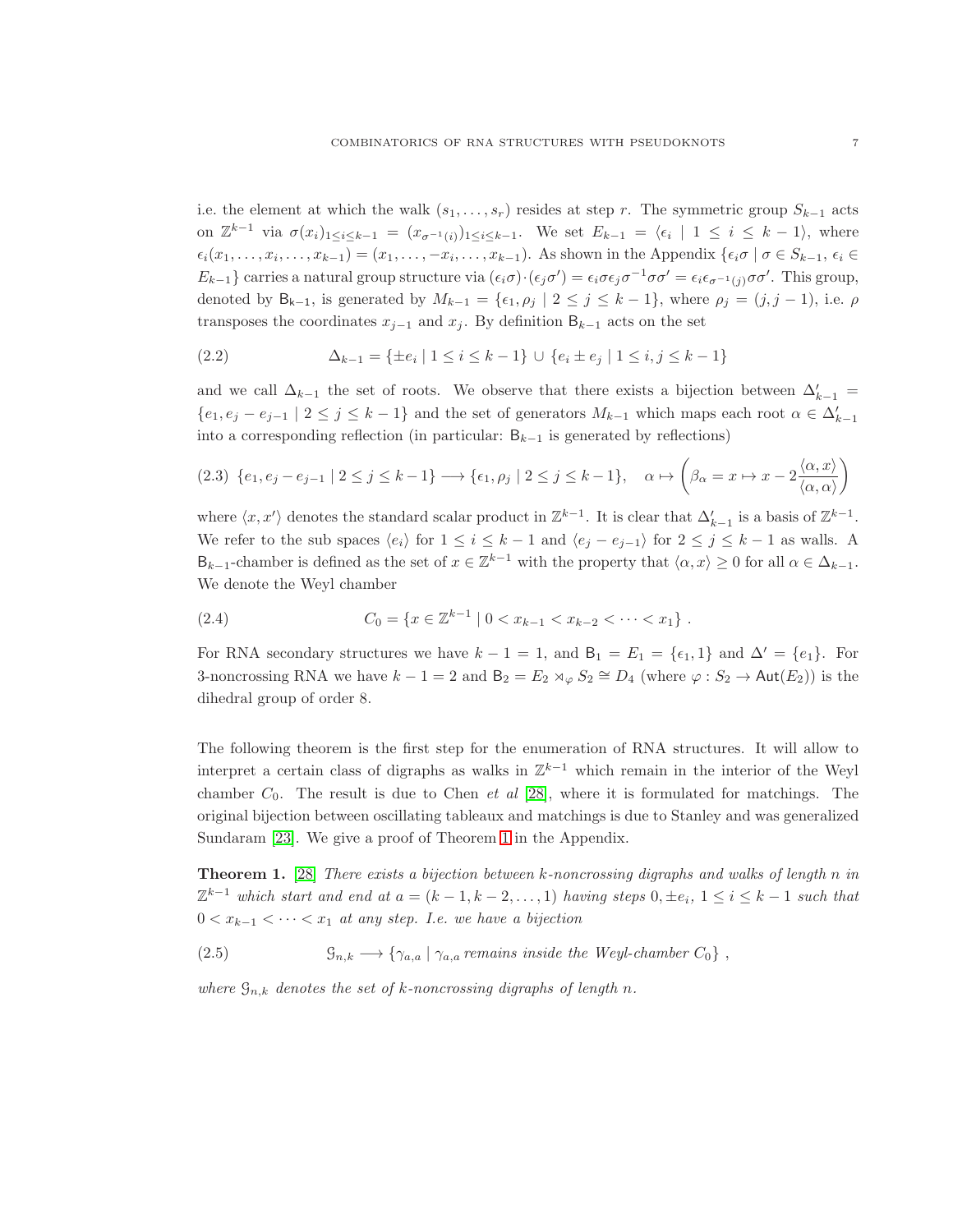i.e. the element at which the walk $(s_1, \dots, s_r)$ resides at step $r$. The symmetric group $S_{k-1}$ acts on $\mathbb{Z}^{k-1}$ via $\sigma(x_i)_{1\le i\le k-1} = (x_{\sigma^{-1}(i)})_{1\le i\le k-1}$. We set $E_{k-1} = \langle \epsilon_i \mid 1 \le i \le k-1\rangle$, where $\epsilon_i(x_1, \dots, x_i, \dots, x_{k-1}) = (x_1, \dots, -x_i, \dots, x_{k-1})$. As shown in the Appendix $\{\epsilon_i\sigma \mid \sigma \in S_{k-1},\, \epsilon_i \in E_{k-1}\}$ carries a natural group structure via $(\epsilon_i\sigma)\cdot(\epsilon_j\sigma') = \epsilon_i\sigma\epsilon_j\sigma^{-1}\sigma\sigma' = \epsilon_i\epsilon_{\sigma^{-1}(j)}\sigma\sigma'$. This group, denoted by $\mathsf{B}_{k-1}$, is generated by $M_{k-1} = \{\epsilon_1, \rho_j \mid 2 \le j \le k-1\}$, where $\rho_j = (j, j-1)$, i.e. $\rho$ transposes the coordinates $x_{j-1}$ and $x_j$. By definition $\mathsf{B}_{k-1}$ acts on the set

$$\Delta_{k-1} = \{\pm e_i \mid 1 \le i \le k-1\} \cup \{e_i \pm e_j \mid 1 \le i, j \le k-1\} \tag{2.2}$$

and we call $\Delta_{k-1}$ the set of roots. We observe that there exists a bijection between $\Delta'_{k-1} = \{e_1, e_j - e_{j-1} \mid 2 \le j \le k-1\}$ and the set of generators $M_{k-1}$ which maps each root $\alpha \in \Delta'_{k-1}$ into a corresponding reflection (in particular: $\mathsf{B}_{k-1}$ is generated by reflections)

$$\{e_1, e_j - e_{j-1} \mid 2 \le j \le k-1\} \longrightarrow \{\epsilon_1, \rho_j \mid 2 \le j \le k-1\}, \quad \alpha \mapsto \left(\beta_\alpha = x \mapsto x - 2\frac{\langle \alpha, x\rangle}{\langle \alpha, \alpha\rangle}\right) \tag{2.3}$$

where $\langle x, x'\rangle$ denotes the standard scalar product in $\mathbb{Z}^{k-1}$. It is clear that $\Delta'_{k-1}$ is a basis of $\mathbb{Z}^{k-1}$. We refer to the sub spaces $\langle e_i\rangle$ for $1 \le i \le k-1$ and $\langle e_j - e_{j-1}\rangle$ for $2 \le j \le k-1$ as walls. A $\mathsf{B}_{k-1}$-chamber is defined as the set of $x \in \mathbb{Z}^{k-1}$ with the property that $\langle \alpha, x\rangle \ge 0$ for all $\alpha \in \Delta_{k-1}$. We denote the Weyl chamber

$$C_0 = \{x \in \mathbb{Z}^{k-1} \mid 0 < x_{k-1} < x_{k-2} < \dots < x_1\}\ . \tag{2.4}$$

For RNA secondary structures we have $k-1 = 1$, and $\mathsf{B}_1 = E_1 = \{\epsilon_1, 1\}$ and $\Delta' = \{e_1\}$. For 3-noncrossing RNA we have $k-1 = 2$ and $\mathsf{B}_2 = E_2 \rtimes_\varphi S_2 \cong D_4$ (where $\varphi : S_2 \to \mathsf{Aut}(E_2)$) is the dihedral group of order 8.

The following theorem is the first step for the enumeration of RNA structures. It will allow to interpret a certain class of digraphs as walks in $\mathbb{Z}^{k-1}$ which remain in the interior of the Weyl chamber $C_0$. The result is due to Chen *et al* [28], where it is formulated for matchings. The original bijection between oscillating tableaux and matchings is due to Stanley and was generalized Sundaram [23]. We give a proof of Theorem 1 in the Appendix.

**Theorem 1.** [28] *There exists a bijection between $k$-noncrossing digraphs and walks of length $n$ in $\mathbb{Z}^{k-1}$ which start and end at $a = (k-1, k-2, \dots, 1)$ having steps $0, \pm e_i$, $1 \le i \le k-1$ such that $0 < x_{k-1} < \dots < x_1$ at any step. I.e. we have a bijection*

$$\mathcal{G}_{n,k} \longrightarrow \{\gamma_{a,a} \mid \gamma_{a,a} \text{ remains inside the Weyl-chamber } C_0\}\ , \tag{2.5}$$

*where $\mathcal{G}_{n,k}$ denotes the set of $k$-noncrossing digraphs of length $n$.*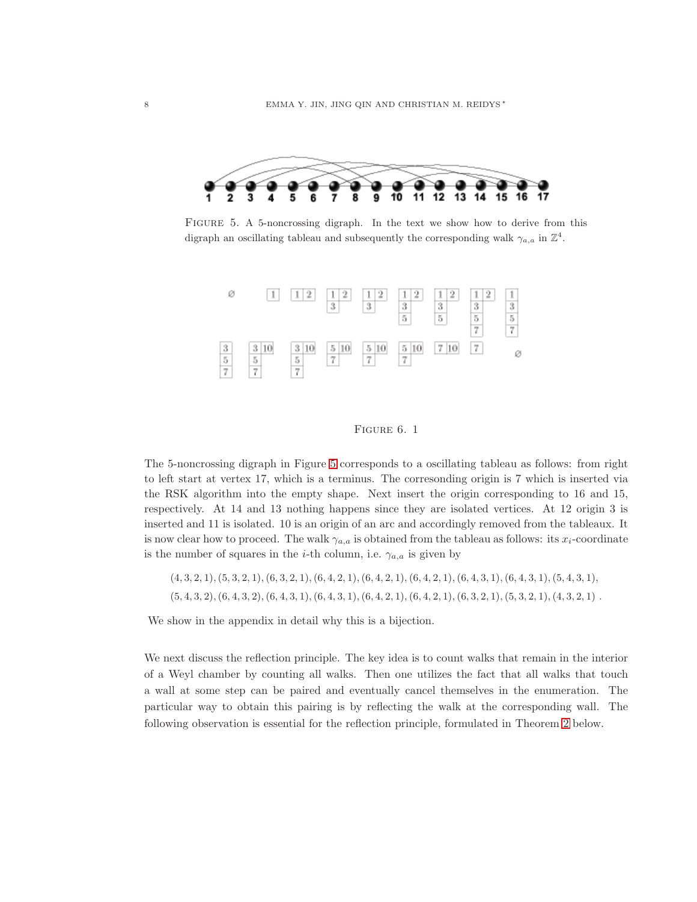FIGURE 5. A 5-noncrossing digraph. In the text we show how to derive from this digraph an oscillating tableau and subsequently the corresponding walk $\gamma_{a,a}$ in $\mathbb{Z}^4$.

FIGURE 6. 1

The 5-noncrossing digraph in Figure 5 corresponds to a oscillating tableau as follows: from right to left start at vertex 17, which is a terminus. The corresonding origin is 7 which is inserted via the RSK algorithm into the empty shape. Next insert the origin corresponding to 16 and 15, respectively. At 14 and 13 nothing happens since they are isolated vertices. At 12 origin 3 is inserted and 11 is isolated. 10 is an origin of an arc and accordingly removed from the tableaux. It is now clear how to proceed. The walk $\gamma_{a,a}$ is obtained from the tableau as follows: its $x_i$-coordinate is the number of squares in the $i$-th column, i.e. $\gamma_{a,a}$ is given by

$$(4,3,2,1),(5,3,2,1),(6,3,2,1),(6,4,2,1),(6,4,2,1),(6,4,2,1),(6,4,3,1),(6,4,3,1),(5,4,3,1),$$
$$(5,4,3,2),(6,4,3,2),(6,4,3,1),(6,4,3,1),(6,4,2,1),(6,4,2,1),(6,3,2,1),(5,3,2,1),(4,3,2,1)\ .$$

We show in the appendix in detail why this is a bijection.

We next discuss the reflection principle. The key idea is to count walks that remain in the interior of a Weyl chamber by counting all walks. Then one utilizes the fact that all walks that touch a wall at some step can be paired and eventually cancel themselves in the enumeration. The particular way to obtain this pairing is by reflecting the walk at the corresponding wall. The following observation is essential for the reflection principle, formulated in Theorem 2 below.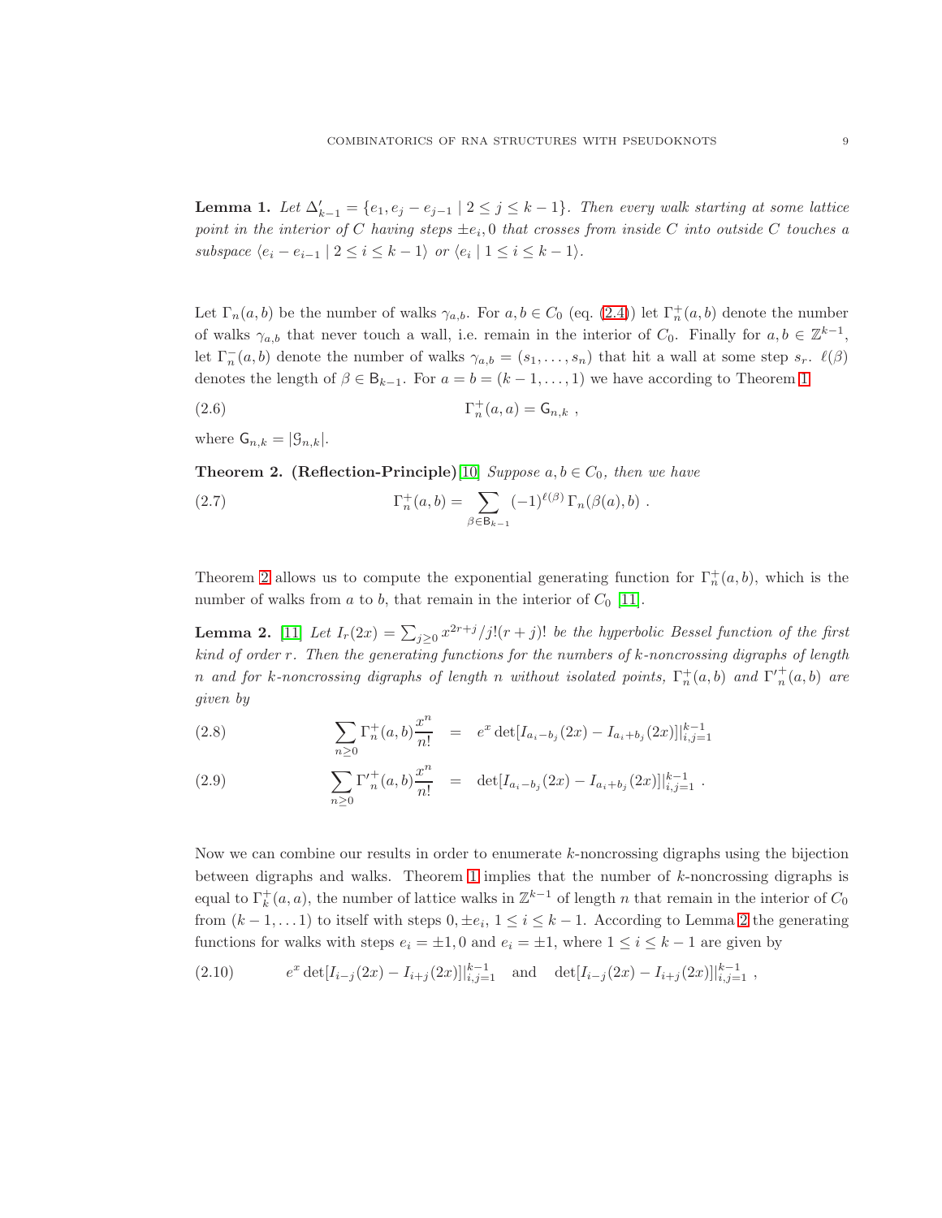**Lemma 1.** *Let $\Delta'_{k-1} = \{e_1, e_j - e_{j-1} \mid 2 \le j \le k-1\}$. Then every walk starting at some lattice point in the interior of $C$ having steps $\pm e_i, 0$ that crosses from inside $C$ into outside $C$ touches a subspace $\langle e_i - e_{i-1} \mid 2 \le i \le k-1\rangle$ or $\langle e_i \mid 1 \le i \le k-1\rangle$.*

Let $\Gamma_n(a,b)$ be the number of walks $\gamma_{a,b}$. For $a, b \in C_0$ (eq. (2.4)) let $\Gamma^+_n(a,b)$ denote the number of walks $\gamma_{a,b}$ that never touch a wall, i.e. remain in the interior of $C_0$. Finally for $a, b \in \mathbb{Z}^{k-1}$, let $\Gamma^-_n(a,b)$ denote the number of walks $\gamma_{a,b} = (s_1, \dots, s_n)$ that hit a wall at some step $s_r$. $\ell(\beta)$ denotes the length of $\beta \in \mathsf{B}_{k-1}$. For $a = b = (k-1, \dots, 1)$ we have according to Theorem 1

$$\Gamma^+_n(a,a) = \mathsf{G}_{n,k} \ , \tag{2.6}$$

where $\mathsf{G}_{n,k} = |\mathcal{G}_{n,k}|$.

**Theorem 2. (Reflection-Principle)**[10] *Suppose $a, b \in C_0$, then we have*

$$\Gamma^+_n(a,b) = \sum_{\beta \in \mathsf{B}_{k-1}} (-1)^{\ell(\beta)}\, \Gamma_n(\beta(a), b) \ . \tag{2.7}$$

Theorem 2 allows us to compute the exponential generating function for $\Gamma^+_n(a,b)$, which is the number of walks from $a$ to $b$, that remain in the interior of $C_0$ [11].

**Lemma 2.** [11] *Let $I_r(2x) = \sum_{j \ge 0} x^{2r+j}/j!(r+j)!$ be the hyperbolic Bessel function of the first kind of order $r$. Then the generating functions for the numbers of $k$-noncrossing digraphs of length $n$ and for $k$-noncrossing digraphs of length $n$ without isolated points, $\Gamma^+_n(a,b)$ and ${\Gamma'}^+_n(a,b)$ are given by*

$$\sum_{n \ge 0} \Gamma^+_n(a,b) \frac{x^n}{n!} = e^x \det[I_{a_i - b_j}(2x) - I_{a_i + b_j}(2x)]|_{i,j=1}^{k-1} \tag{2.8}$$

$$\sum_{n \ge 0} {\Gamma'}^+_n(a,b) \frac{x^n}{n!} = \det[I_{a_i - b_j}(2x) - I_{a_i + b_j}(2x)]|_{i,j=1}^{k-1} \ . \tag{2.9}$$

Now we can combine our results in order to enumerate $k$-noncrossing digraphs using the bijection between digraphs and walks. Theorem 1 implies that the number of $k$-noncrossing digraphs is equal to $\Gamma^+_k(a,a)$, the number of lattice walks in $\mathbb{Z}^{k-1}$ of length $n$ that remain in the interior of $C_0$ from $(k-1, \dots 1)$ to itself with steps $0, \pm e_i$, $1 \le i \le k-1$. According to Lemma 2 the generating functions for walks with steps $e_i = \pm 1, 0$ and $e_i = \pm 1$, where $1 \le i \le k-1$ are given by

$$e^x \det[I_{i-j}(2x) - I_{i+j}(2x)]|_{i,j=1}^{k-1} \quad \text{and} \quad \det[I_{i-j}(2x) - I_{i+j}(2x)]|_{i,j=1}^{k-1} \ , \tag{2.10}$$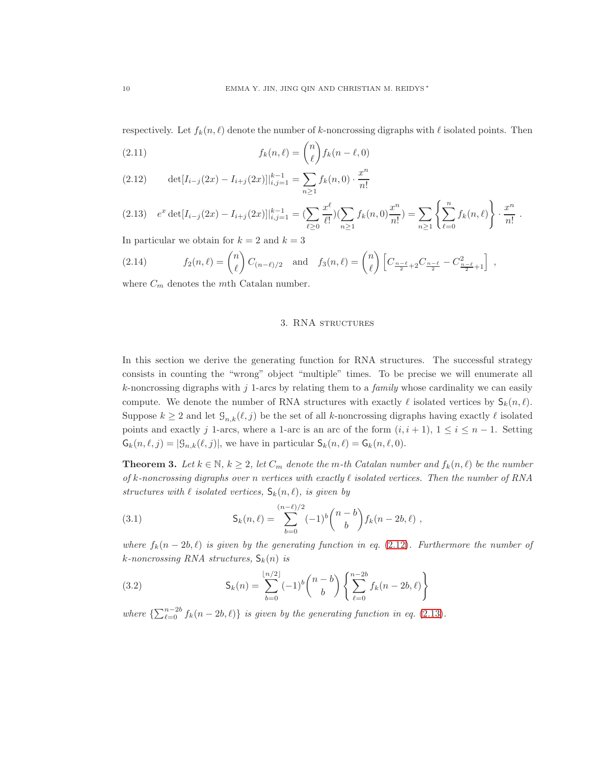respectively. Let $f_k(n,\ell)$ denote the number of $k$-noncrossing digraphs with $\ell$ isolated points. Then

$$f_k(n,\ell) = \binom{n}{\ell} f_k(n-\ell,0) \tag{2.11}$$

$$\det[I_{i-j}(2x) - I_{i+j}(2x)]|_{i,j=1}^{k-1} = \sum_{n\geq 1} f_k(n,0)\cdot \frac{x^n}{n!} \tag{2.12}$$

$$e^x \det[I_{i-j}(2x) - I_{i+j}(2x)]|_{i,j=1}^{k-1} = (\sum_{\ell\geq 0} \frac{x^\ell}{\ell!})(\sum_{n\geq 1} f_k(n,0)\frac{x^n}{n!}) = \sum_{n\geq 1}\left\{\sum_{\ell=0}^{n} f_k(n,\ell)\right\}\cdot \frac{x^n}{n!}\ . \tag{2.13}$$

In particular we obtain for $k=2$ and $k=3$

$$f_2(n,\ell) = \binom{n}{\ell} C_{(n-\ell)/2} \quad \text{and} \quad f_3(n,\ell) = \binom{n}{\ell}\left[C_{\frac{n-\ell}{2}+2}C_{\frac{n-\ell}{2}} - C^2_{\frac{n-\ell}{2}+1}\right]\ , \tag{2.14}$$

where $C_m$ denotes the $m$th Catalan number.

## 3. RNA structures

In this section we derive the generating function for RNA structures. The successful strategy consists in counting the "wrong" object "multiple" times. To be precise we will enumerate all $k$-noncrossing digraphs with $j$ 1-arcs by relating them to a *family* whose cardinality we can easily compute. We denote the number of RNA structures with exactly $\ell$ isolated vertices by $\mathsf{S}_k(n,\ell)$. Suppose $k\geq 2$ and let $\mathcal{G}_{n,k}(\ell,j)$ be the set of all $k$-noncrossing digraphs having exactly $\ell$ isolated points and exactly $j$ 1-arcs, where a 1-arc is an arc of the form $(i,i+1)$, $1\leq i\leq n-1$. Setting $\mathsf{G}_k(n,\ell,j) = |\mathcal{G}_{n,k}(\ell,j)|$, we have in particular $\mathsf{S}_k(n,\ell) = \mathsf{G}_k(n,\ell,0)$.

**Theorem 3.** *Let $k\in\mathbb{N}$, $k\geq 2$, let $C_m$ denote the $m$-th Catalan number and $f_k(n,\ell)$ be the number of $k$-noncrossing digraphs over $n$ vertices with exactly $\ell$ isolated vertices. Then the number of RNA structures with $\ell$ isolated vertices, $\mathsf{S}_k(n,\ell)$, is given by*

$$\mathsf{S}_k(n,\ell) = \sum_{b=0}^{(n-\ell)/2} (-1)^b \binom{n-b}{b} f_k(n-2b,\ell)\ , \tag{3.1}$$

*where $f_k(n-2b,\ell)$ is given by the generating function in eq. (2.12). Furthermore the number of $k$-noncrossing RNA structures, $\mathsf{S}_k(n)$ is*

$$\mathsf{S}_k(n) = \sum_{b=0}^{\lfloor n/2\rfloor} (-1)^b \binom{n-b}{b}\left\{\sum_{\ell=0}^{n-2b} f_k(n-2b,\ell)\right\} \tag{3.2}$$

*where $\{\sum_{\ell=0}^{n-2b} f_k(n-2b,\ell)\}$ is given by the generating function in eq. (2.13).*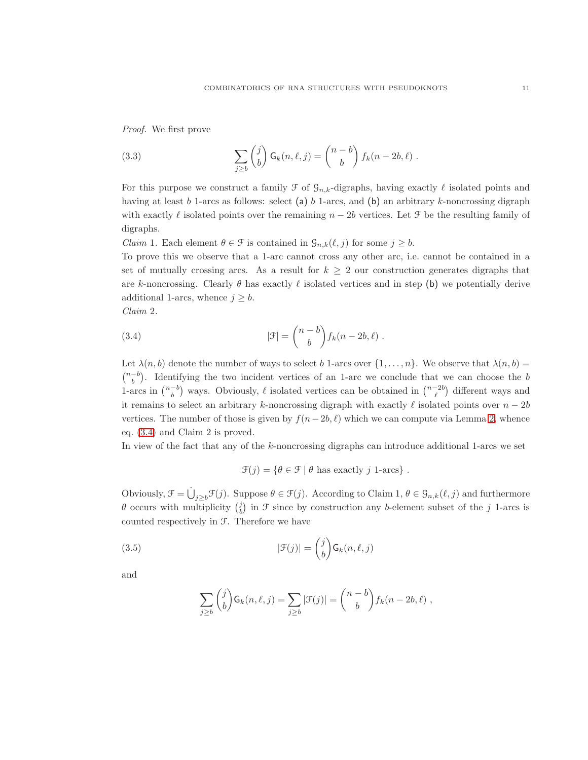*Proof.* We first prove

$$\sum_{j\geq b}\binom{j}{b}\,\mathsf{G}_k(n,\ell,j)=\binom{n-b}{b}\,f_k(n-2b,\ell)\ . \tag{3.3}$$

For this purpose we construct a family $\mathcal{F}$ of $\mathcal{G}_{n,k}$-digraphs, having exactly $\ell$ isolated points and having at least $b$ 1-arcs as follows: select (a) $b$ 1-arcs, and (b) an arbitrary $k$-noncrossing digraph with exactly $\ell$ isolated points over the remaining $n-2b$ vertices. Let $\mathcal{F}$ be the resulting family of digraphs.

*Claim* 1. Each element $\theta\in\mathcal{F}$ is contained in $\mathcal{G}_{n,k}(\ell,j)$ for some $j\geq b$.

To prove this we observe that a 1-arc cannot cross any other arc, i.e. cannot be contained in a set of mutually crossing arcs. As a result for $k\geq 2$ our construction generates digraphs that are $k$-noncrossing. Clearly $\theta$ has exactly $\ell$ isolated vertices and in step (b) we potentially derive additional 1-arcs, whence $j\geq b$.

*Claim* 2.

$$|\mathcal{F}|=\binom{n-b}{b}f_k(n-2b,\ell)\ . \tag{3.4}$$

Let $\lambda(n,b)$ denote the number of ways to select $b$ 1-arcs over $\{1,\dots,n\}$. We observe that $\lambda(n,b)=\binom{n-b}{b}$. Identifying the two incident vertices of an 1-arc we conclude that we can choose the $b$ 1-arcs in $\binom{n-b}{b}$ ways. Obviously, $\ell$ isolated vertices can be obtained in $\binom{n-2b}{\ell}$ different ways and it remains to select an arbitrary $k$-noncrossing digraph with exactly $\ell$ isolated points over $n-2b$ vertices. The number of those is given by $f(n-2b,\ell)$ which we can compute via Lemma 2, whence eq. (3.4) and Claim 2 is proved.

In view of the fact that any of the $k$-noncrossing digraphs can introduce additional 1-arcs we set

$$\mathcal{F}(j)=\{\theta\in\mathcal{F}\mid\theta\text{ has exactly }j\text{ 1-arcs}\}\ .$$

Obviously, $\mathcal{F}=\dot\bigcup_{j\geq b}\mathcal{F}(j)$. Suppose $\theta\in\mathcal{F}(j)$. According to Claim 1, $\theta\in\mathcal{G}_{n,k}(\ell,j)$ and furthermore $\theta$ occurs with multiplicity $\binom{j}{b}$ in $\mathcal{F}$ since by construction any $b$-element subset of the $j$ 1-arcs is counted respectively in $\mathcal{F}$. Therefore we have

$$|\mathcal{F}(j)|=\binom{j}{b}\mathsf{G}_k(n,\ell,j) \tag{3.5}$$

and

$$\sum_{j\geq b}\binom{j}{b}\mathsf{G}_k(n,\ell,j)=\sum_{j\geq b}|\mathcal{F}(j)|=\binom{n-b}{b}f_k(n-2b,\ell)\ ,$$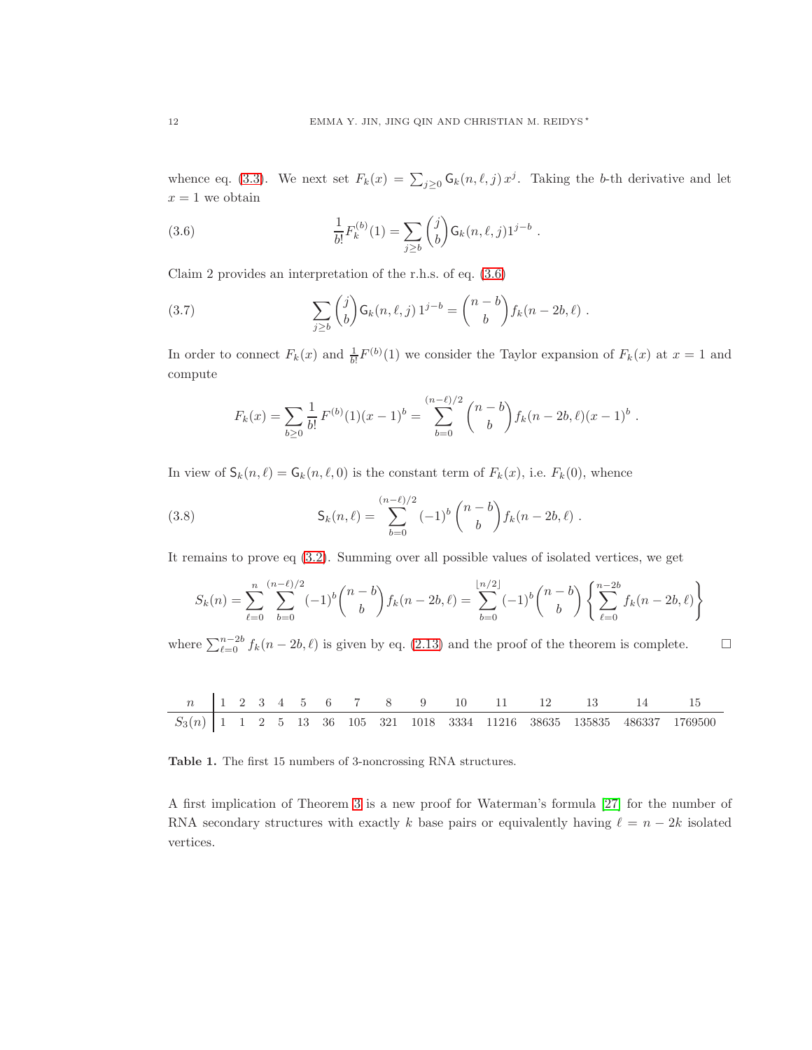whence eq. (3.3). We next set $F_k(x) = \sum_{j\ge 0} \mathsf{G}_k(n,\ell,j)\, x^j$. Taking the $b$-th derivative and let $x = 1$ we obtain

$$\frac{1}{b!} F_k^{(b)}(1) = \sum_{j\ge b} \binom{j}{b} \mathsf{G}_k(n,\ell,j) 1^{j-b} \ . \tag{3.6}$$

Claim 2 provides an interpretation of the r.h.s. of eq. (3.6)

$$\sum_{j\ge b} \binom{j}{b} \mathsf{G}_k(n,\ell,j)\, 1^{j-b} = \binom{n-b}{b} f_k(n-2b,\ell) \ . \tag{3.7}$$

In order to connect $F_k(x)$ and $\frac{1}{b!}F^{(b)}(1)$ we consider the Taylor expansion of $F_k(x)$ at $x = 1$ and compute

$$F_k(x) = \sum_{b\ge 0} \frac{1}{b!}\, F^{(b)}(1)(x-1)^b = \sum_{b=0}^{(n-\ell)/2} \binom{n-b}{b} f_k(n-2b,\ell)(x-1)^b \ .$$

In view of $\mathsf{S}_k(n,\ell) = \mathsf{G}_k(n,\ell,0)$ is the constant term of $F_k(x)$, i.e. $F_k(0)$, whence

$$\mathsf{S}_k(n,\ell) = \sum_{b=0}^{(n-\ell)/2} (-1)^b \binom{n-b}{b} f_k(n-2b,\ell) \ . \tag{3.8}$$

It remains to prove eq (3.2). Summing over all possible values of isolated vertices, we get

$$S_k(n) = \sum_{\ell=0}^{n} \sum_{b=0}^{(n-\ell)/2} (-1)^b \binom{n-b}{b} f_k(n-2b,\ell) = \sum_{b=0}^{\lfloor n/2 \rfloor} (-1)^b \binom{n-b}{b} \left\{ \sum_{\ell=0}^{n-2b} f_k(n-2b,\ell) \right\}$$

where $\sum_{\ell=0}^{n-2b} f_k(n-2b,\ell)$ is given by eq. (2.13) and the proof of the theorem is complete. □

| $n$ | 1 | 2 | 3 | 4 | 5 | 6 | 7 | 8 | 9 | 10 | 11 | 12 | 13 | 14 | 15 |
|---|---|---|---|---|---|---|---|---|---|---|---|---|---|---|---|
| $S_3(n)$ | 1 | 1 | 2 | 5 | 13 | 36 | 105 | 321 | 1018 | 3334 | 11216 | 38635 | 135835 | 486337 | 1769500 |

**Table 1.** The first 15 numbers of 3-noncrossing RNA structures.

A first implication of Theorem 3 is a new proof for Waterman's formula [27] for the number of RNA secondary structures with exactly $k$ base pairs or equivalently having $\ell = n - 2k$ isolated vertices.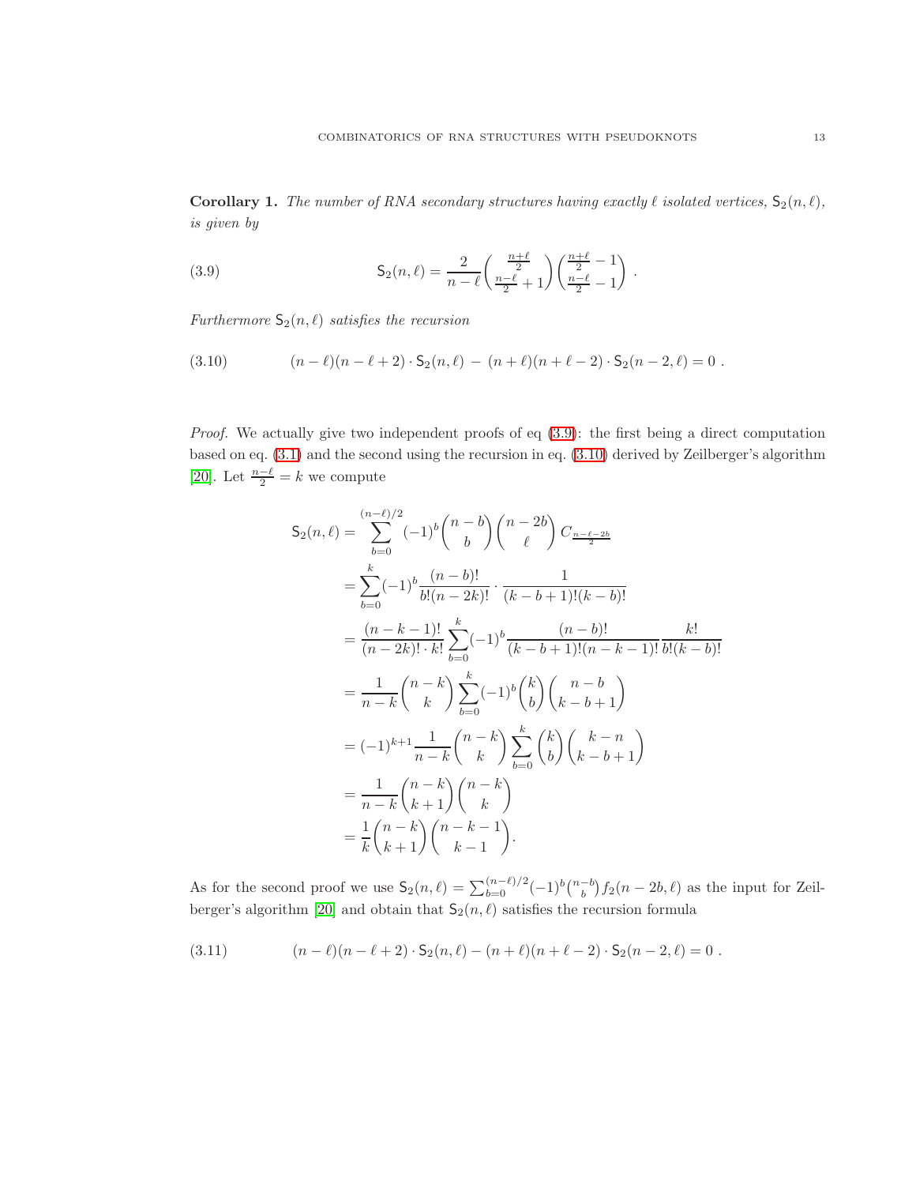**Corollary 1.** *The number of RNA secondary structures having exactly $\ell$ isolated vertices, $\mathsf{S}_2(n,\ell)$, is given by*

$$\mathsf{S}_2(n,\ell) = \frac{2}{n-\ell}\binom{\frac{n+\ell}{2}}{\frac{n-\ell}{2}+1}\binom{\frac{n+\ell}{2}-1}{\frac{n-\ell}{2}-1} \ . \tag{3.9}$$

*Furthermore $\mathsf{S}_2(n,\ell)$ satisfies the recursion*

$$(n-\ell)(n-\ell+2)\cdot \mathsf{S}_2(n,\ell) \,-\, (n+\ell)(n+\ell-2)\cdot \mathsf{S}_2(n-2,\ell) = 0 \ . \tag{3.10}$$

*Proof.* We actually give two independent proofs of eq (3.9): the first being a direct computation based on eq. (3.1) and the second using the recursion in eq. (3.10) derived by Zeilberger's algorithm [20]. Let $\frac{n-\ell}{2}=k$ we compute

$$\begin{aligned}
\mathsf{S}_2(n,\ell) &= \sum_{b=0}^{(n-\ell)/2}(-1)^b\binom{n-b}{b}\binom{n-2b}{\ell}C_{\frac{n-\ell-2b}{2}} \\
&= \sum_{b=0}^{k}(-1)^b\frac{(n-b)!}{b!(n-2k)!}\cdot\frac{1}{(k-b+1)!(k-b)!} \\
&= \frac{(n-k-1)!}{(n-2k)!\cdot k!}\sum_{b=0}^{k}(-1)^b\frac{(n-b)!}{(k-b+1)!(n-k-1)!}\frac{k!}{b!(k-b)!} \\
&= \frac{1}{n-k}\binom{n-k}{k}\sum_{b=0}^{k}(-1)^b\binom{k}{b}\binom{n-b}{k-b+1} \\
&= (-1)^{k+1}\frac{1}{n-k}\binom{n-k}{k}\sum_{b=0}^{k}\binom{k}{b}\binom{k-n}{k-b+1} \\
&= \frac{1}{n-k}\binom{n-k}{k+1}\binom{n-k}{k} \\
&= \frac{1}{k}\binom{n-k}{k+1}\binom{n-k-1}{k-1}.
\end{aligned}$$

As for the second proof we use $\mathsf{S}_2(n,\ell)=\sum_{b=0}^{(n-\ell)/2}(-1)^b\binom{n-b}{b}f_2(n-2b,\ell)$ as the input for Zeilberger's algorithm [20] and obtain that $\mathsf{S}_2(n,\ell)$ satisfies the recursion formula

$$(n-\ell)(n-\ell+2)\cdot \mathsf{S}_2(n,\ell) - (n+\ell)(n+\ell-2)\cdot \mathsf{S}_2(n-2,\ell) = 0 \ . \tag{3.11}$$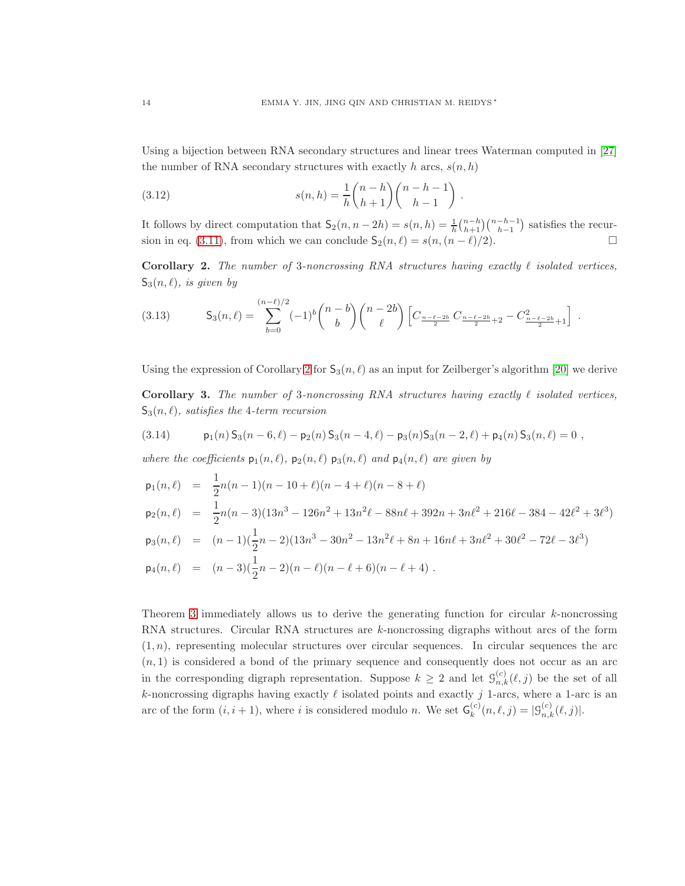Using a bijection between RNA secondary structures and linear trees Waterman computed in [27] the number of RNA secondary structures with exactly $h$ arcs, $s(n,h)$

$$s(n,h) = \frac{1}{h}\binom{n-h}{h+1}\binom{n-h-1}{h-1} . \tag{3.12}$$

It follows by direct computation that $\mathsf{S}_2(n, n-2h) = s(n,h) = \frac{1}{h}\binom{n-h}{h+1}\binom{n-h-1}{h-1}$ satisfies the recursion in eq. (3.11), from which we can conclude $\mathsf{S}_2(n,\ell) = s(n, (n-\ell)/2)$. $\square$

**Corollary 2.** *The number of 3-noncrossing RNA structures having exactly $\ell$ isolated vertices, $\mathsf{S}_3(n,\ell)$, is given by*

$$\mathsf{S}_3(n,\ell) = \sum_{b=0}^{(n-\ell)/2} (-1)^b \binom{n-b}{b}\binom{n-2b}{\ell}\left[C_{\frac{n-\ell-2b}{2}}\, C_{\frac{n-\ell-2b}{2}+2} - C^2_{\frac{n-\ell-2b}{2}+1}\right] . \tag{3.13}$$

Using the expression of Corollary 2 for $\mathsf{S}_3(n,\ell)$ as an input for Zeilberger's algorithm [20] we derive

**Corollary 3.** *The number of 3-noncrossing RNA structures having exactly $\ell$ isolated vertices, $\mathsf{S}_3(n,\ell)$, satisfies the 4-term recursion*

$$\mathsf{p}_1(n)\,\mathsf{S}_3(n-6,\ell) - \mathsf{p}_2(n)\,\mathsf{S}_3(n-4,\ell) - \mathsf{p}_3(n)\mathsf{S}_3(n-2,\ell) + \mathsf{p}_4(n)\,\mathsf{S}_3(n,\ell) = 0 , \tag{3.14}$$

*where the coefficients $\mathsf{p}_1(n,\ell)$, $\mathsf{p}_2(n,\ell)$ $\mathsf{p}_3(n,\ell)$ and $\mathsf{p}_4(n,\ell)$ are given by*

$$\begin{aligned}
\mathsf{p}_1(n,\ell) &= \frac{1}{2}n(n-1)(n-10+\ell)(n-4+\ell)(n-8+\ell)\\
\mathsf{p}_2(n,\ell) &= \frac{1}{2}n(n-3)(13n^3-126n^2+13n^2\ell-88n\ell+392n+3n\ell^2+216\ell-384-42\ell^2+3\ell^3)\\
\mathsf{p}_3(n,\ell) &= (n-1)(\frac{1}{2}n-2)(13n^3-30n^2-13n^2\ell+8n+16n\ell+3n\ell^2+30\ell^2-72\ell-3\ell^3)\\
\mathsf{p}_4(n,\ell) &= (n-3)(\frac{1}{2}n-2)(n-\ell)(n-\ell+6)(n-\ell+4) .
\end{aligned}$$

Theorem 3 immediately allows us to derive the generating function for circular $k$-noncrossing RNA structures. Circular RNA structures are $k$-noncrossing digraphs without arcs of the form $(1,n)$, representing molecular structures over circular sequences. In circular sequences the arc $(n,1)$ is considered a bond of the primary sequence and consequently does not occur as an arc in the corresponding digraph representation. Suppose $k \geq 2$ and let $\mathcal{G}^{(c)}_{n,k}(\ell,j)$ be the set of all $k$-noncrossing digraphs having exactly $\ell$ isolated points and exactly $j$ 1-arcs, where a 1-arc is an arc of the form $(i,i+1)$, where $i$ is considered modulo $n$. We set $\mathsf{G}^{(c)}_k(n,\ell,j) = |\mathcal{G}^{(c)}_{n,k}(\ell,j)|$.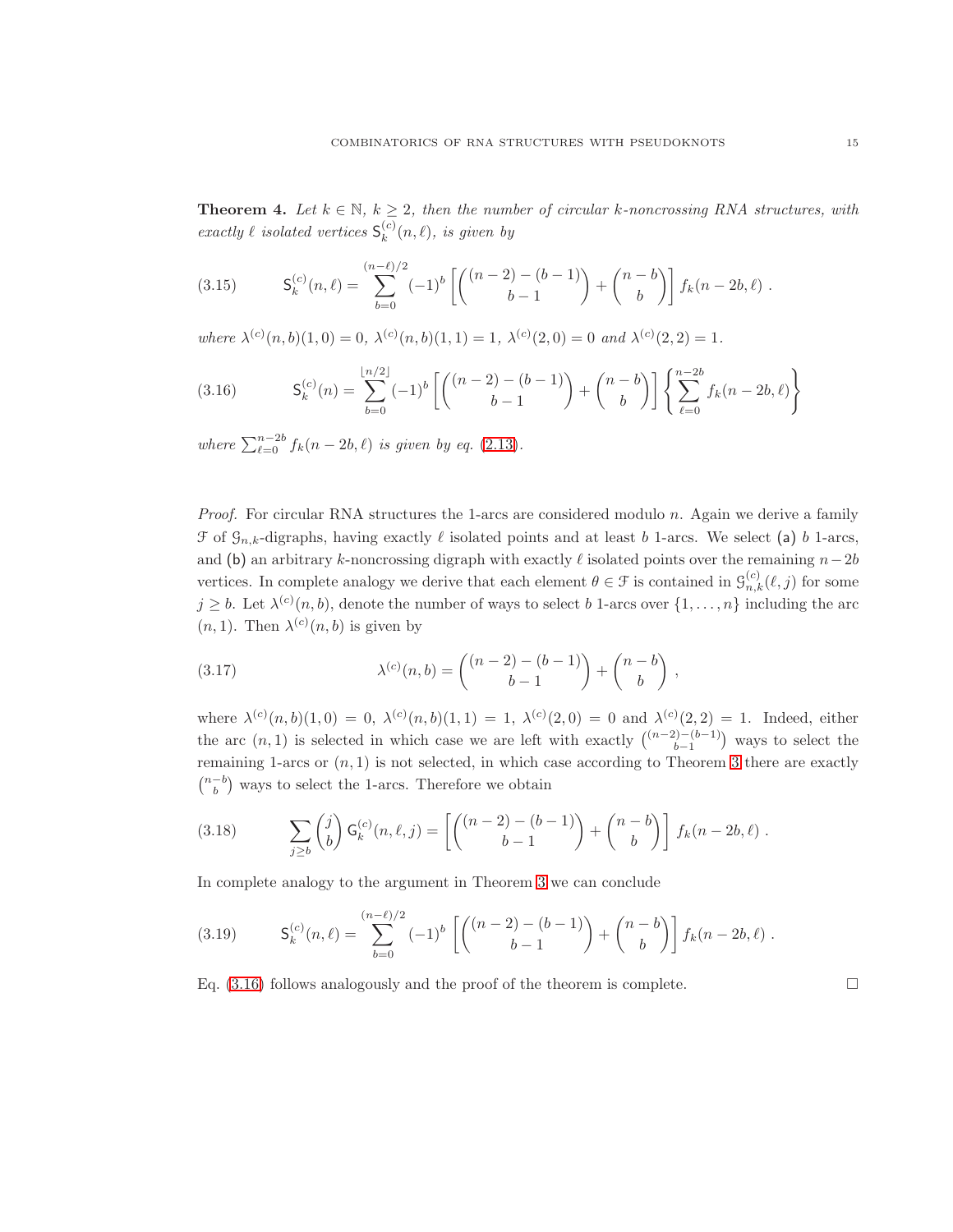**Theorem 4.** *Let $k \in \mathbb{N}$, $k \geq 2$, then the number of circular $k$-noncrossing RNA structures, with exactly $\ell$ isolated vertices $\mathsf{S}_k^{(c)}(n,\ell)$, is given by*

$$\mathsf{S}_k^{(c)}(n,\ell) = \sum_{b=0}^{(n-\ell)/2} (-1)^b \left[ \binom{(n-2)-(b-1)}{b-1} + \binom{n-b}{b} \right] f_k(n-2b,\ell) \; . \tag{3.15}$$

*where $\lambda^{(c)}(n,b)(1,0) = 0$, $\lambda^{(c)}(n,b)(1,1) = 1$, $\lambda^{(c)}(2,0) = 0$ and $\lambda^{(c)}(2,2) = 1$.*

$$\mathsf{S}_k^{(c)}(n) = \sum_{b=0}^{\lfloor n/2 \rfloor} (-1)^b \left[ \binom{(n-2)-(b-1)}{b-1} + \binom{n-b}{b} \right] \left\{ \sum_{\ell=0}^{n-2b} f_k(n-2b,\ell) \right\} \tag{3.16}$$

*where $\sum_{\ell=0}^{n-2b} f_k(n-2b,\ell)$ is given by eq. (2.13).*

*Proof.* For circular RNA structures the 1-arcs are considered modulo $n$. Again we derive a family $\mathcal{F}$ of $\mathcal{G}_{n,k}$-digraphs, having exactly $\ell$ isolated points and at least $b$ 1-arcs. We select (a) $b$ 1-arcs, and (b) an arbitrary $k$-noncrossing digraph with exactly $\ell$ isolated points over the remaining $n-2b$ vertices. In complete analogy we derive that each element $\theta \in \mathcal{F}$ is contained in $\mathcal{G}_{n,k}^{(c)}(\ell, j)$ for some $j \geq b$. Let $\lambda^{(c)}(n,b)$, denote the number of ways to select $b$ 1-arcs over $\{1,\dots,n\}$ including the arc $(n,1)$. Then $\lambda^{(c)}(n,b)$ is given by

$$\lambda^{(c)}(n,b) = \binom{(n-2)-(b-1)}{b-1} + \binom{n-b}{b} \; , \tag{3.17}$$

where $\lambda^{(c)}(n,b)(1,0) = 0$, $\lambda^{(c)}(n,b)(1,1) = 1$, $\lambda^{(c)}(2,0) = 0$ and $\lambda^{(c)}(2,2) = 1$. Indeed, either the arc $(n,1)$ is selected in which case we are left with exactly $\binom{(n-2)-(b-1)}{b-1}$ ways to select the remaining 1-arcs or $(n,1)$ is not selected, in which case according to Theorem 3 there are exactly $\binom{n-b}{b}$ ways to select the 1-arcs. Therefore we obtain

$$\sum_{j \geq b} \binom{j}{b} \mathsf{G}_k^{(c)}(n,\ell,j) = \left[ \binom{(n-2)-(b-1)}{b-1} + \binom{n-b}{b} \right] f_k(n-2b,\ell) \; . \tag{3.18}$$

In complete analogy to the argument in Theorem 3 we can conclude

$$\mathsf{S}_k^{(c)}(n,\ell) = \sum_{b=0}^{(n-\ell)/2} (-1)^b \left[ \binom{(n-2)-(b-1)}{b-1} + \binom{n-b}{b} \right] f_k(n-2b,\ell) \; . \tag{3.19}$$

Eq. (3.16) follows analogously and the proof of the theorem is complete. $\square$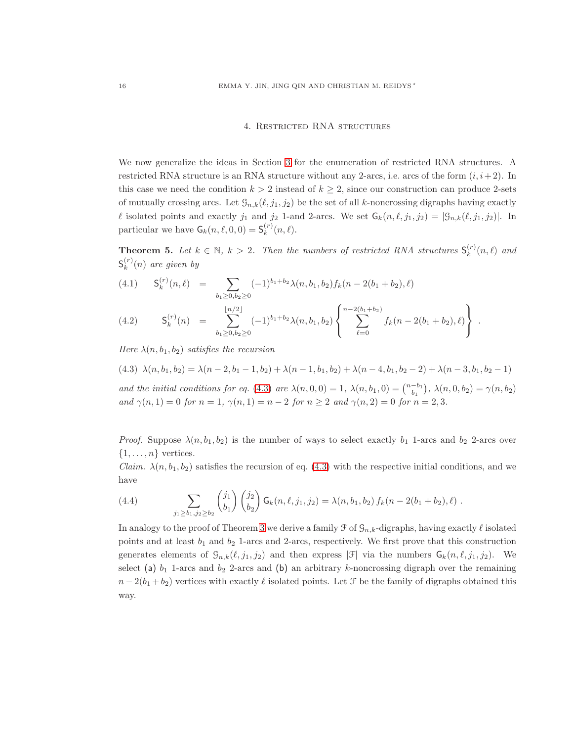## 4. Restricted RNA structures

We now generalize the ideas in Section 3 for the enumeration of restricted RNA structures. A restricted RNA structure is an RNA structure without any 2-arcs, i.e. arcs of the form $(i, i+2)$. In this case we need the condition $k > 2$ instead of $k \geq 2$, since our construction can produce 2-sets of mutually crossing arcs. Let $\mathcal{G}_{n,k}(\ell, j_1, j_2)$ be the set of all $k$-noncrossing digraphs having exactly $\ell$ isolated points and exactly $j_1$ and $j_2$ 1-and 2-arcs. We set $\mathsf{G}_k(n, \ell, j_1, j_2) = |\mathcal{G}_{n,k}(\ell, j_1, j_2)|$. In particular we have $\mathsf{G}_k(n, \ell, 0, 0) = \mathsf{S}_k^{(r)}(n, \ell)$.

**Theorem 5.** *Let $k \in \mathbb{N}$, $k > 2$. Then the numbers of restricted RNA structures $\mathsf{S}_k^{(r)}(n, \ell)$ and $\mathsf{S}_k^{(r)}(n)$ are given by*

$$\mathsf{S}_k^{(r)}(n, \ell) = \sum_{b_1 \geq 0, b_2 \geq 0} (-1)^{b_1+b_2} \lambda(n, b_1, b_2) f_k(n - 2(b_1 + b_2), \ell) \tag{4.1}$$

$$\mathsf{S}_k^{(r)}(n) = \sum_{b_1 \geq 0, b_2 \geq 0}^{\lfloor n/2 \rfloor} (-1)^{b_1+b_2} \lambda(n, b_1, b_2) \left\{ \sum_{\ell=0}^{n-2(b_1+b_2)} f_k(n - 2(b_1 + b_2), \ell) \right\} . \tag{4.2}$$

*Here $\lambda(n, b_1, b_2)$ satisfies the recursion*

$$\lambda(n, b_1, b_2) = \lambda(n-2, b_1-1, b_2) + \lambda(n-1, b_1, b_2) + \lambda(n-4, b_1, b_2-2) + \lambda(n-3, b_1, b_2-1) \tag{4.3}$$

*and the initial conditions for eq.* (4.3) *are $\lambda(n, 0, 0) = 1$, $\lambda(n, b_1, 0) = \binom{n-b_1}{b_1}$, $\lambda(n, 0, b_2) = \gamma(n, b_2)$ and $\gamma(n, 1) = 0$ for $n = 1$, $\gamma(n, 1) = n - 2$ for $n \geq 2$ and $\gamma(n, 2) = 0$ for $n = 2, 3$.*

*Proof.* Suppose $\lambda(n, b_1, b_2)$ is the number of ways to select exactly $b_1$ 1-arcs and $b_2$ 2-arcs over $\{1, \ldots, n\}$ vertices.

*Claim.* $\lambda(n, b_1, b_2)$ satisfies the recursion of eq. (4.3) with the respective initial conditions, and we have

$$\sum_{j_1 \geq b_1, j_2 \geq b_2} \binom{j_1}{b_1} \binom{j_2}{b_2} \mathsf{G}_k(n, \ell, j_1, j_2) = \lambda(n, b_1, b_2)\, f_k(n - 2(b_1 + b_2), \ell) . \tag{4.4}$$

In analogy to the proof of Theorem 3 we derive a family $\mathcal{F}$ of $\mathcal{G}_{n,k}$-digraphs, having exactly $\ell$ isolated points and at least $b_1$ and $b_2$ 1-arcs and 2-arcs, respectively. We first prove that this construction generates elements of $\mathcal{G}_{n,k}(\ell, j_1, j_2)$ and then express $|\mathcal{F}|$ via the numbers $\mathsf{G}_k(n, \ell, j_1, j_2)$. We select (a) $b_1$ 1-arcs and $b_2$ 2-arcs and (b) an arbitrary $k$-noncrossing digraph over the remaining $n - 2(b_1 + b_2)$ vertices with exactly $\ell$ isolated points. Let $\mathcal{F}$ be the family of digraphs obtained this way.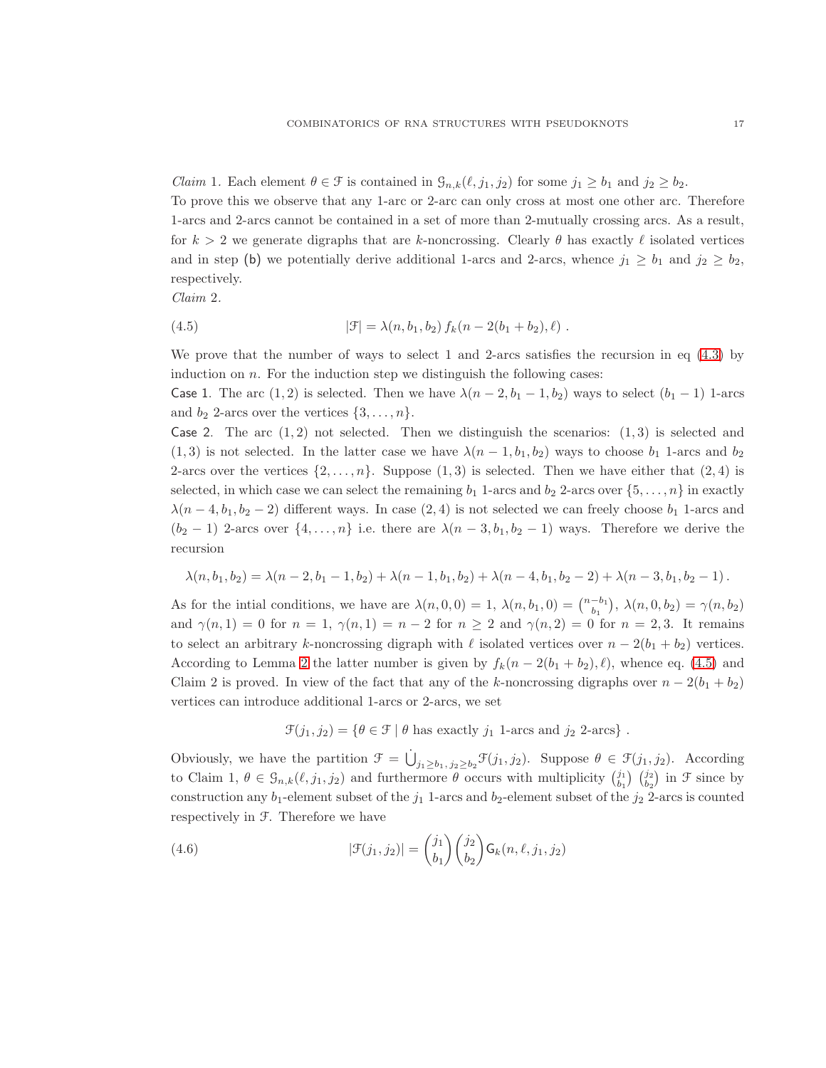*Claim* 1. Each element $\theta \in \mathcal{F}$ is contained in $\mathcal{G}_{n,k}(\ell, j_1, j_2)$ for some $j_1 \geq b_1$ and $j_2 \geq b_2$.
To prove this we observe that any 1-arc or 2-arc can only cross at most one other arc. Therefore 1-arcs and 2-arcs cannot be contained in a set of more than 2-mutually crossing arcs. As a result, for $k > 2$ we generate digraphs that are $k$-noncrossing. Clearly $\theta$ has exactly $\ell$ isolated vertices and in step (b) we potentially derive additional 1-arcs and 2-arcs, whence $j_1 \geq b_1$ and $j_2 \geq b_2$, respectively.
*Claim* 2.

$$|\mathcal{F}| = \lambda(n, b_1, b_2)\, f_k(n - 2(b_1 + b_2), \ell)\ . \tag{4.5}$$

We prove that the number of ways to select 1 and 2-arcs satisfies the recursion in eq (4.3) by induction on $n$. For the induction step we distinguish the following cases:
Case 1. The arc $(1, 2)$ is selected. Then we have $\lambda(n-2, b_1-1, b_2)$ ways to select $(b_1 - 1)$ 1-arcs and $b_2$ 2-arcs over the vertices $\{3, \dots, n\}$.
Case 2. The arc $(1, 2)$ not selected. Then we distinguish the scenarios: $(1, 3)$ is selected and $(1, 3)$ is not selected. In the latter case we have $\lambda(n-1, b_1, b_2)$ ways to choose $b_1$ 1-arcs and $b_2$ 2-arcs over the vertices $\{2, \dots, n\}$. Suppose $(1, 3)$ is selected. Then we have either that $(2, 4)$ is selected, in which case we can select the remaining $b_1$ 1-arcs and $b_2$ 2-arcs over $\{5, \dots, n\}$ in exactly $\lambda(n-4, b_1, b_2-2)$ different ways. In case $(2, 4)$ is not selected we can freely choose $b_1$ 1-arcs and $(b_2 - 1)$ 2-arcs over $\{4, \dots, n\}$ i.e. there are $\lambda(n-3, b_1, b_2-1)$ ways. Therefore we derive the recursion

$$\lambda(n, b_1, b_2) = \lambda(n-2, b_1-1, b_2) + \lambda(n-1, b_1, b_2) + \lambda(n-4, b_1, b_2-2) + \lambda(n-3, b_1, b_2-1)\,.$$

As for the intial conditions, we have are $\lambda(n, 0, 0) = 1$, $\lambda(n, b_1, 0) = \binom{n-b_1}{b_1}$, $\lambda(n, 0, b_2) = \gamma(n, b_2)$ and $\gamma(n, 1) = 0$ for $n = 1$, $\gamma(n, 1) = n - 2$ for $n \geq 2$ and $\gamma(n, 2) = 0$ for $n = 2, 3$. It remains to select an arbitrary $k$-noncrossing digraph with $\ell$ isolated vertices over $n - 2(b_1 + b_2)$ vertices. According to Lemma 2 the latter number is given by $f_k(n - 2(b_1 + b_2), \ell)$, whence eq. (4.5) and Claim 2 is proved. In view of the fact that any of the $k$-noncrossing digraphs over $n - 2(b_1 + b_2)$ vertices can introduce additional 1-arcs or 2-arcs, we set

$$\mathcal{F}(j_1, j_2) = \{\theta \in \mathcal{F} \mid \theta \text{ has exactly } j_1 \text{ 1-arcs and } j_2 \text{ 2-arcs}\}\ .$$

Obviously, we have the partition $\mathcal{F} = \dot{\bigcup}_{j_1 \geq b_1,\, j_2 \geq b_2} \mathcal{F}(j_1, j_2)$. Suppose $\theta \in \mathcal{F}(j_1, j_2)$. According to Claim 1, $\theta \in \mathcal{G}_{n,k}(\ell, j_1, j_2)$ and furthermore $\theta$ occurs with multiplicity $\binom{j_1}{b_1}\binom{j_2}{b_2}$ in $\mathcal{F}$ since by construction any $b_1$-element subset of the $j_1$ 1-arcs and $b_2$-element subset of the $j_2$ 2-arcs is counted respectively in $\mathcal{F}$. Therefore we have

$$|\mathcal{F}(j_1, j_2)| = \binom{j_1}{b_1}\binom{j_2}{b_2} \mathsf{G}_k(n, \ell, j_1, j_2) \tag{4.6}$$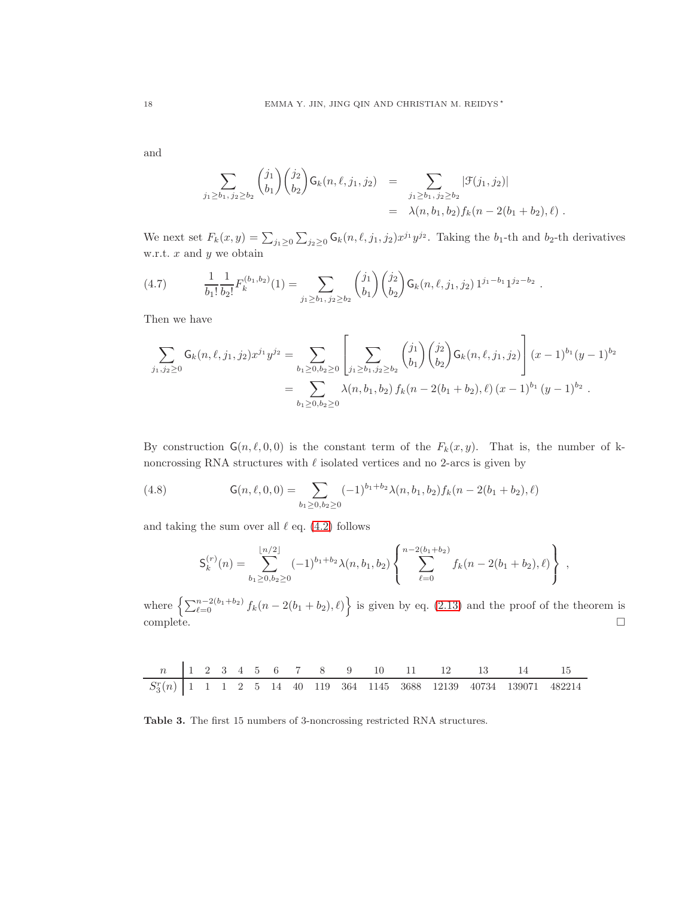and

$$\sum_{j_1 \geq b_1,\, j_2 \geq b_2} \binom{j_1}{b_1}\binom{j_2}{b_2} \mathsf{G}_k(n,\ell,j_1,j_2) \;=\; \sum_{j_1 \geq b_1,\, j_2 \geq b_2} |\mathcal{F}(j_1,j_2)|$$
$$= \lambda(n,b_1,b_2) f_k(n-2(b_1+b_2),\ell)\;.$$

We next set $F_k(x,y) = \sum_{j_1 \geq 0}\sum_{j_2 \geq 0} \mathsf{G}_k(n,\ell,j_1,j_2)x^{j_1}y^{j_2}$. Taking the $b_1$-th and $b_2$-th derivatives w.r.t. $x$ and $y$ we obtain

$$\frac{1}{b_1!}\frac{1}{b_2!}F_k^{(b_1,b_2)}(1) = \sum_{j_1 \geq b_1,\, j_2 \geq b_2} \binom{j_1}{b_1}\binom{j_2}{b_2} \mathsf{G}_k(n,\ell,j_1,j_2)\, 1^{j_1-b_1}1^{j_2-b_2}\;. \tag{4.7}$$

Then we have

$$\sum_{j_1,j_2 \geq 0} \mathsf{G}_k(n,\ell,j_1,j_2)x^{j_1}y^{j_2} = \sum_{b_1 \geq 0, b_2 \geq 0}\left[\sum_{j_1 \geq b_1, j_2 \geq b_2} \binom{j_1}{b_1}\binom{j_2}{b_2}\mathsf{G}_k(n,\ell,j_1,j_2)\right](x-1)^{b_1}(y-1)^{b_2}$$
$$= \sum_{b_1 \geq 0, b_2 \geq 0} \lambda(n,b_1,b_2)\, f_k(n-2(b_1+b_2),\ell)\,(x-1)^{b_1}\,(y-1)^{b_2}\;.$$

By construction $\mathsf{G}(n,\ell,0,0)$ is the constant term of the $F_k(x,y)$. That is, the number of k-noncrossing RNA structures with $\ell$ isolated vertices and no 2-arcs is given by

$$\mathsf{G}(n,\ell,0,0) = \sum_{b_1 \geq 0, b_2 \geq 0} (-1)^{b_1+b_2}\lambda(n,b_1,b_2) f_k(n-2(b_1+b_2),\ell) \tag{4.8}$$

and taking the sum over all $\ell$ eq. (4.2) follows

$$\mathsf{S}_k^{(r)}(n) = \sum_{b_1 \geq 0, b_2 \geq 0}^{\lfloor n/2 \rfloor} (-1)^{b_1+b_2}\lambda(n,b_1,b_2)\left\{\sum_{\ell=0}^{n-2(b_1+b_2)} f_k(n-2(b_1+b_2),\ell)\right\}\;,$$

where $\left\{\sum_{\ell=0}^{n-2(b_1+b_2)} f_k(n-2(b_1+b_2),\ell)\right\}$ is given by eq. (2.13) and the proof of the theorem is complete. □

| $n$ | 1 | 2 | 3 | 4 | 5 | 6 | 7 | 8 | 9 | 10 | 11 | 12 | 13 | 14 | 15 |
|---|---|---|---|---|---|---|---|---|---|---|---|---|---|---|---|
| $S_3^r(n)$ | 1 | 1 | 1 | 2 | 5 | 14 | 40 | 119 | 364 | 1145 | 3688 | 12139 | 40734 | 139071 | 482214 |

**Table 3.** The first 15 numbers of 3-noncrossing restricted RNA structures.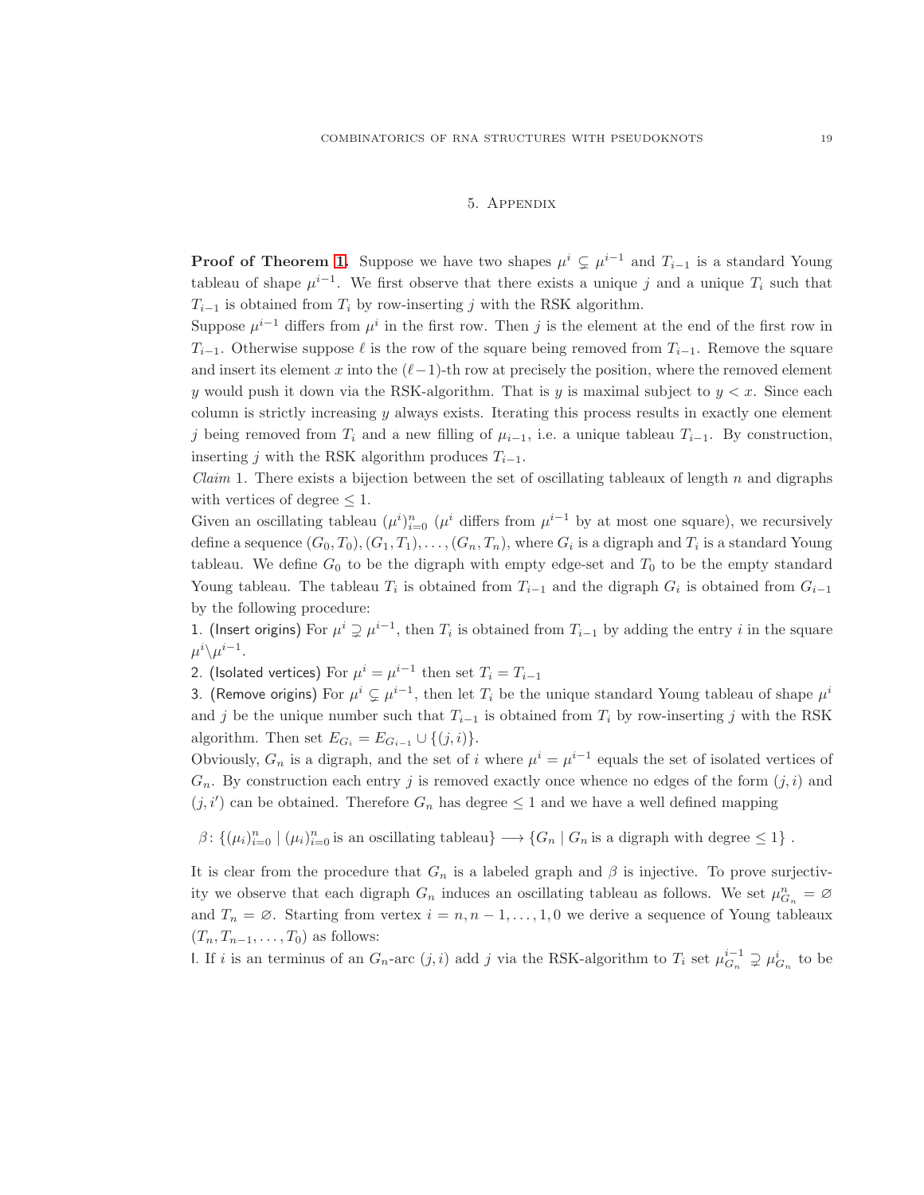## 5. Appendix

**Proof of Theorem 1.** Suppose we have two shapes $\mu^i \subsetneq \mu^{i-1}$ and $T_{i-1}$ is a standard Young tableau of shape $\mu^{i-1}$. We first observe that there exists a unique $j$ and a unique $T_i$ such that $T_{i-1}$ is obtained from $T_i$ by row-inserting $j$ with the RSK algorithm.

Suppose $\mu^{i-1}$ differs from $\mu^i$ in the first row. Then $j$ is the element at the end of the first row in $T_{i-1}$. Otherwise suppose $\ell$ is the row of the square being removed from $T_{i-1}$. Remove the square and insert its element $x$ into the $(\ell-1)$-th row at precisely the position, where the removed element $y$ would push it down via the RSK-algorithm. That is $y$ is maximal subject to $y < x$. Since each column is strictly increasing $y$ always exists. Iterating this process results in exactly one element $j$ being removed from $T_i$ and a new filling of $\mu_{i-1}$, i.e. a unique tableau $T_{i-1}$. By construction, inserting $j$ with the RSK algorithm produces $T_{i-1}$.

*Claim* 1. There exists a bijection between the set of oscillating tableaux of length $n$ and digraphs with vertices of degree $\leq 1$.

Given an oscillating tableau $(\mu^i)_{i=0}^n$ ($\mu^i$ differs from $\mu^{i-1}$ by at most one square), we recursively define a sequence $(G_0, T_0), (G_1, T_1), \dots, (G_n, T_n)$, where $G_i$ is a digraph and $T_i$ is a standard Young tableau. We define $G_0$ to be the digraph with empty edge-set and $T_0$ to be the empty standard Young tableau. The tableau $T_i$ is obtained from $T_{i-1}$ and the digraph $G_i$ is obtained from $G_{i-1}$ by the following procedure:

1. (Insert origins) For $\mu^i \supsetneq \mu^{i-1}$, then $T_i$ is obtained from $T_{i-1}$ by adding the entry $i$ in the square $\mu^i \backslash \mu^{i-1}$.
2. (Isolated vertices) For $\mu^i = \mu^{i-1}$ then set $T_i = T_{i-1}$
3. (Remove origins) For $\mu^i \subsetneq \mu^{i-1}$, then let $T_i$ be the unique standard Young tableau of shape $\mu^i$ and $j$ be the unique number such that $T_{i-1}$ is obtained from $T_i$ by row-inserting $j$ with the RSK algorithm. Then set $E_{G_i} = E_{G_{i-1}} \cup \{(j, i)\}$.

Obviously, $G_n$ is a digraph, and the set of $i$ where $\mu^i = \mu^{i-1}$ equals the set of isolated vertices of $G_n$. By construction each entry $j$ is removed exactly once whence no edges of the form $(j, i)$ and $(j, i')$ can be obtained. Therefore $G_n$ has degree $\leq 1$ and we have a well defined mapping

$$\beta \colon \{(\mu_i)_{i=0}^n \mid (\mu_i)_{i=0}^n \text{ is an oscillating tableau}\} \longrightarrow \{G_n \mid G_n \text{ is a digraph with degree} \leq 1\} .$$

It is clear from the procedure that $G_n$ is a labeled graph and $\beta$ is injective. To prove surjectivity we observe that each digraph $G_n$ induces an oscillating tableau as follows. We set $\mu^n_{G_n} = \varnothing$ and $T_n = \varnothing$. Starting from vertex $i = n, n-1, \dots, 1, 0$ we derive a sequence of Young tableaux $(T_n, T_{n-1}, \dots, T_0)$ as follows:

I. If $i$ is an terminus of an $G_n$-arc $(j, i)$ add $j$ via the RSK-algorithm to $T_i$ set $\mu^{i-1}_{G_n} \supsetneq \mu^i_{G_n}$ to be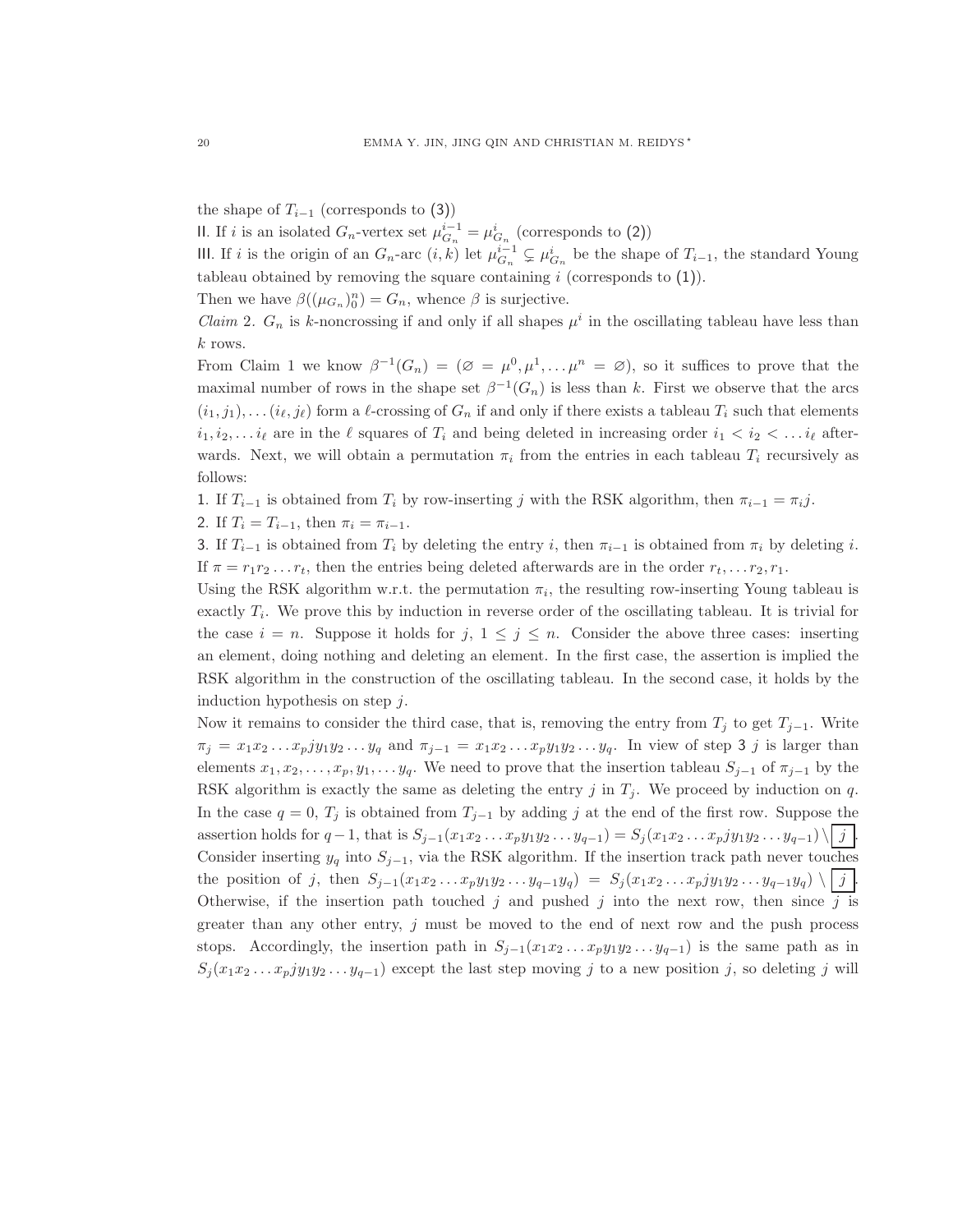the shape of $T_{i-1}$ (corresponds to (3))

II. If $i$ is an isolated $G_n$-vertex set $\mu^{i-1}_{G_n} = \mu^i_{G_n}$ (corresponds to (2))

III. If $i$ is the origin of an $G_n$-arc $(i,k)$ let $\mu^{i-1}_{G_n} \subsetneq \mu^i_{G_n}$ be the shape of $T_{i-1}$, the standard Young tableau obtained by removing the square containing $i$ (corresponds to (1)).

Then we have $\beta((\mu_{G_n})^n_0) = G_n$, whence $\beta$ is surjective.

*Claim* 2. $G_n$ is $k$-noncrossing if and only if all shapes $\mu^i$ in the oscillating tableau have less than $k$ rows.

From Claim 1 we know $\beta^{-1}(G_n) = (\varnothing = \mu^0, \mu^1, \dots \mu^n = \varnothing)$, so it suffices to prove that the maximal number of rows in the shape set $\beta^{-1}(G_n)$ is less than $k$. First we observe that the arcs $(i_1, j_1), \dots (i_\ell, j_\ell)$ form a $\ell$-crossing of $G_n$ if and only if there exists a tableau $T_i$ such that elements $i_1, i_2, \dots i_\ell$ are in the $\ell$ squares of $T_i$ and being deleted in increasing order $i_1 < i_2 < \dots i_\ell$ afterwards. Next, we will obtain a permutation $\pi_i$ from the entries in each tableau $T_i$ recursively as follows:

1. If $T_{i-1}$ is obtained from $T_i$ by row-inserting $j$ with the RSK algorithm, then $\pi_{i-1} = \pi_i j$.
2. If $T_i = T_{i-1}$, then $\pi_i = \pi_{i-1}$.
3. If $T_{i-1}$ is obtained from $T_i$ by deleting the entry $i$, then $\pi_{i-1}$ is obtained from $\pi_i$ by deleting $i$.

If $\pi = r_1 r_2 \dots r_t$, then the entries being deleted afterwards are in the order $r_t, \dots r_2, r_1$.

Using the RSK algorithm w.r.t. the permutation $\pi_i$, the resulting row-inserting Young tableau is exactly $T_i$. We prove this by induction in reverse order of the oscillating tableau. It is trivial for the case $i = n$. Suppose it holds for $j$, $1 \leq j \leq n$. Consider the above three cases: inserting an element, doing nothing and deleting an element. In the first case, the assertion is implied the RSK algorithm in the construction of the oscillating tableau. In the second case, it holds by the induction hypothesis on step $j$.

Now it remains to consider the third case, that is, removing the entry from $T_j$ to get $T_{j-1}$. Write $\pi_j = x_1 x_2 \dots x_p j y_1 y_2 \dots y_q$ and $\pi_{j-1} = x_1 x_2 \dots x_p y_1 y_2 \dots y_q$. In view of step 3 $j$ is larger than elements $x_1, x_2, \dots, x_p, y_1, \dots y_q$. We need to prove that the insertion tableau $S_{j-1}$ of $\pi_{j-1}$ by the RSK algorithm is exactly the same as deleting the entry $j$ in $T_j$. We proceed by induction on $q$. In the case $q = 0$, $T_j$ is obtained from $T_{j-1}$ by adding $j$ at the end of the first row. Suppose the assertion holds for $q-1$, that is $S_{j-1}(x_1 x_2 \dots x_p y_1 y_2 \dots y_{q-1}) = S_j(x_1 x_2 \dots x_p j y_1 y_2 \dots y_{q-1}) \setminus \boxed{j}$. Consider inserting $y_q$ into $S_{j-1}$, via the RSK algorithm. If the insertion track path never touches the position of $j$, then $S_{j-1}(x_1 x_2 \dots x_p y_1 y_2 \dots y_{q-1} y_q) = S_j(x_1 x_2 \dots x_p j y_1 y_2 \dots y_{q-1} y_q) \setminus \boxed{j}$. Otherwise, if the insertion path touched $j$ and pushed $j$ into the next row, then since $j$ is greater than any other entry, $j$ must be moved to the end of next row and the push process stops. Accordingly, the insertion path in $S_{j-1}(x_1 x_2 \dots x_p y_1 y_2 \dots y_{q-1})$ is the same path as in $S_j(x_1 x_2 \dots x_p j y_1 y_2 \dots y_{q-1})$ except the last step moving $j$ to a new position $j$, so deleting $j$ will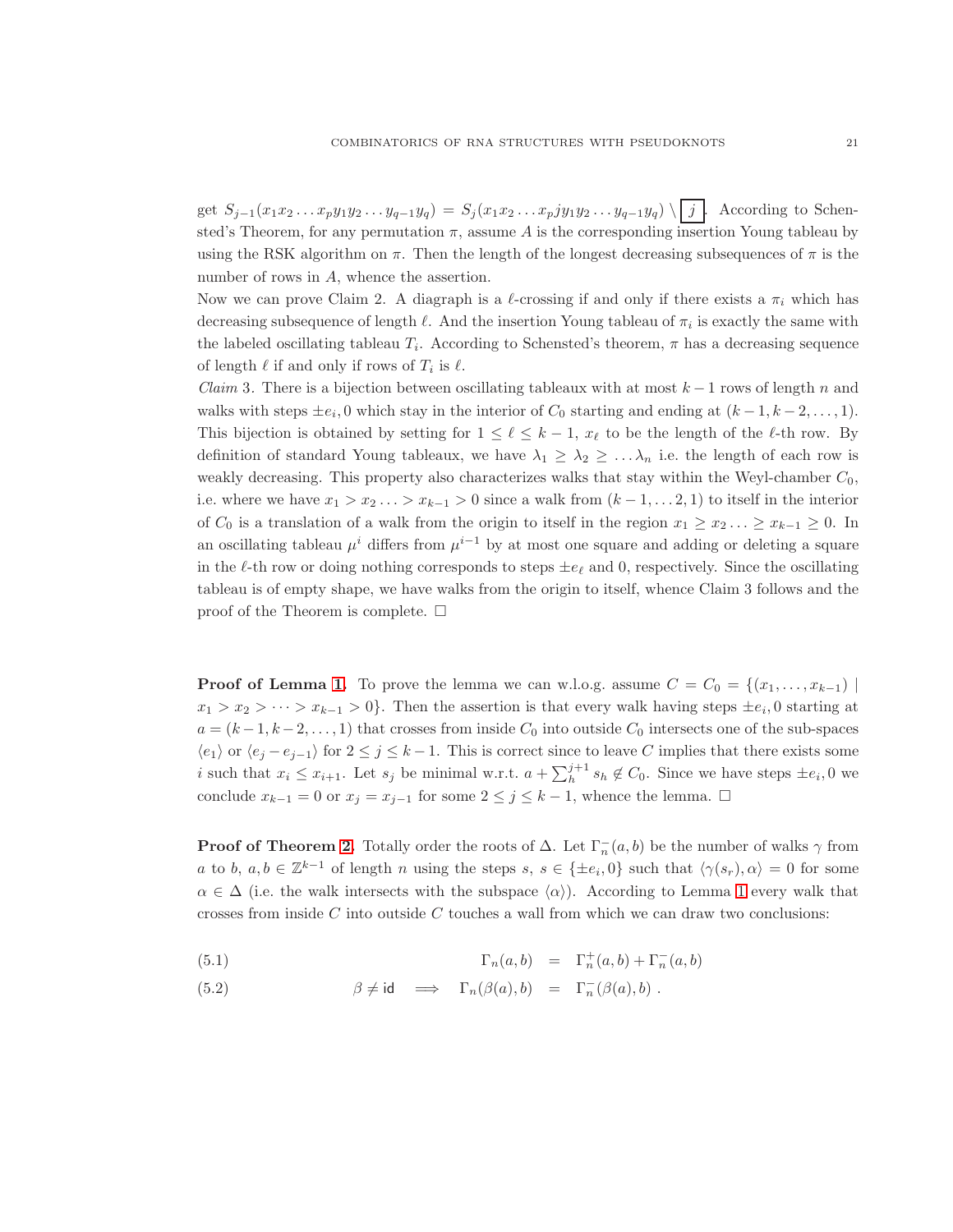get $S_{j-1}(x_1x_2 \dots x_py_1y_2 \dots y_{q-1}y_q) = S_j(x_1x_2 \dots x_pjy_1y_2 \dots y_{q-1}y_q) \setminus \boxed{j}$. According to Schensted's Theorem, for any permutation $\pi$, assume $A$ is the corresponding insertion Young tableau by using the RSK algorithm on $\pi$. Then the length of the longest decreasing subsequences of $\pi$ is the number of rows in $A$, whence the assertion.

Now we can prove Claim 2. A diagraph is a $\ell$-crossing if and only if there exists a $\pi_i$ which has decreasing subsequence of length $\ell$. And the insertion Young tableau of $\pi_i$ is exactly the same with the labeled oscillating tableau $T_i$. According to Schensted's theorem, $\pi$ has a decreasing sequence of length $\ell$ if and only if rows of $T_i$ is $\ell$.

*Claim* 3. There is a bijection between oscillating tableaux with at most $k-1$ rows of length $n$ and walks with steps $\pm e_i, 0$ which stay in the interior of $C_0$ starting and ending at $(k-1, k-2, \dots, 1)$. This bijection is obtained by setting for $1 \leq \ell \leq k-1$, $x_\ell$ to be the length of the $\ell$-th row. By definition of standard Young tableaux, we have $\lambda_1 \geq \lambda_2 \geq \dots \lambda_n$ i.e. the length of each row is weakly decreasing. This property also characterizes walks that stay within the Weyl-chamber $C_0$, i.e. where we have $x_1 > x_2 \dots > x_{k-1} > 0$ since a walk from $(k-1, \dots 2, 1)$ to itself in the interior of $C_0$ is a translation of a walk from the origin to itself in the region $x_1 \geq x_2 \dots \geq x_{k-1} \geq 0$. In an oscillating tableau $\mu^i$ differs from $\mu^{i-1}$ by at most one square and adding or deleting a square in the $\ell$-th row or doing nothing corresponds to steps $\pm e_\ell$ and 0, respectively. Since the oscillating tableau is of empty shape, we have walks from the origin to itself, whence Claim 3 follows and the proof of the Theorem is complete. $\square$

**Proof of Lemma 1.** To prove the lemma we can w.l.o.g. assume $C = C_0 = \{(x_1, \dots, x_{k-1}) \mid x_1 > x_2 > \dots > x_{k-1} > 0\}$. Then the assertion is that every walk having steps $\pm e_i, 0$ starting at $a = (k-1, k-2, \dots, 1)$ that crosses from inside $C_0$ into outside $C_0$ intersects one of the sub-spaces $\langle e_1 \rangle$ or $\langle e_j - e_{j-1} \rangle$ for $2 \leq j \leq k-1$. This is correct since to leave $C$ implies that there exists some $i$ such that $x_i \leq x_{i+1}$. Let $s_j$ be minimal w.r.t. $a + \sum_h^{j+1} s_h \notin C_0$. Since we have steps $\pm e_i, 0$ we conclude $x_{k-1} = 0$ or $x_j = x_{j-1}$ for some $2 \leq j \leq k-1$, whence the lemma. $\square$

**Proof of Theorem 2.** Totally order the roots of $\Delta$. Let $\Gamma_n^-(a, b)$ be the number of walks $\gamma$ from $a$ to $b$, $a, b \in \mathbb{Z}^{k-1}$ of length $n$ using the steps $s$, $s \in \{\pm e_i, 0\}$ such that $\langle \gamma(s_r), \alpha \rangle = 0$ for some $\alpha \in \Delta$ (i.e. the walk intersects with the subspace $\langle \alpha \rangle$). According to Lemma 1 every walk that crosses from inside $C$ into outside $C$ touches a wall from which we can draw two conclusions:

$$\Gamma_n(a, b) = \Gamma_n^+(a, b) + \Gamma_n^-(a, b) \tag{5.1}$$

$$\beta \neq \mathsf{id} \quad \Longrightarrow \quad \Gamma_n(\beta(a), b) = \Gamma_n^-(\beta(a), b) \; . \tag{5.2}$$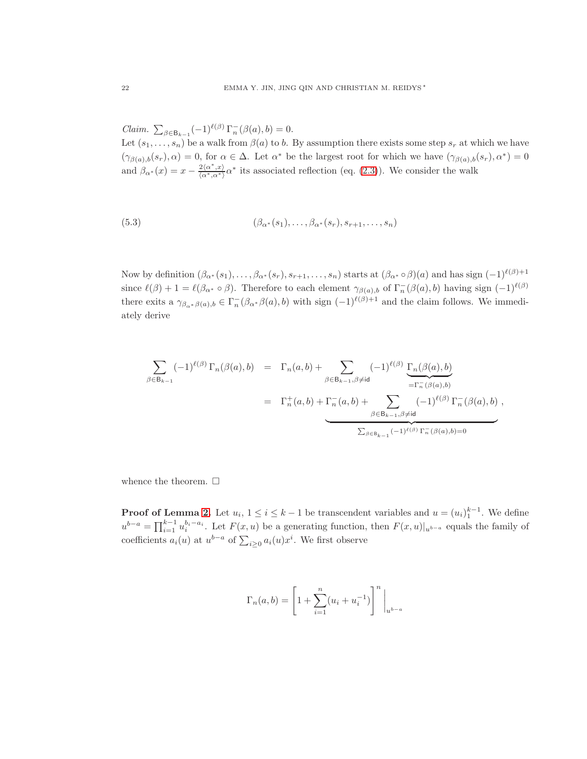*Claim.* $\sum_{\beta \in \mathsf{B}_{k-1}} (-1)^{\ell(\beta)} \, \Gamma_n^-(\beta(a), b) = 0$.
Let $(s_1, \dots, s_n)$ be a walk from $\beta(a)$ to $b$. By assumption there exists some step $s_r$ at which we have $(\gamma_{\beta(a),b}(s_r), \alpha) = 0$, for $\alpha \in \Delta$. Let $\alpha^*$ be the largest root for which we have $(\gamma_{\beta(a),b}(s_r), \alpha^*) = 0$ and $\beta_{\alpha^*}(x) = x - \frac{2\langle \alpha^*, x\rangle}{\langle \alpha^*, \alpha^* \rangle} \alpha^*$ its associated reflection (eq. (2.3)). We consider the walk

$$(\beta_{\alpha^*}(s_1), \dots, \beta_{\alpha^*}(s_r), s_{r+1}, \dots, s_n) \tag{5.3}$$

Now by definition $(\beta_{\alpha^*}(s_1), \dots, \beta_{\alpha^*}(s_r), s_{r+1}, \dots, s_n)$ starts at $(\beta_{\alpha^*} \circ \beta)(a)$ and has sign $(-1)^{\ell(\beta)+1}$ since $\ell(\beta) + 1 = \ell(\beta_{\alpha^*} \circ \beta)$. Therefore to each element $\gamma_{\beta(a),b}$ of $\Gamma_n^-(\beta(a), b)$ having sign $(-1)^{\ell(\beta)}$ there exits a $\gamma_{\beta_{\alpha^*}\beta(a),b} \in \Gamma_n^-(\beta_{\alpha^*}\beta(a), b)$ with sign $(-1)^{\ell(\beta)+1}$ and the claim follows. We immediately derive

$$\begin{aligned}
\sum_{\beta \in \mathsf{B}_{k-1}} (-1)^{\ell(\beta)} \, \Gamma_n(\beta(a), b) &= \Gamma_n(a, b) + \sum_{\beta \in \mathsf{B}_{k-1}, \beta \neq \mathsf{id}} (-1)^{\ell(\beta)} \underbrace{\Gamma_n(\beta(a), b)}_{= \Gamma_n^-(\beta(a), b)} \\
&= \Gamma_n^+(a, b) + \underbrace{\Gamma_n^-(a, b) + \sum_{\beta \in \mathsf{B}_{k-1}, \beta \neq \mathsf{id}} (-1)^{\ell(\beta)} \, \Gamma_n^-(\beta(a), b)}_{\sum_{\beta \in \mathsf{B}_{k-1}} (-1)^{\ell(\beta)} \, \Gamma_n^-(\beta(a), b) = 0} ,
\end{aligned}$$

whence the theorem. $\square$

**Proof of Lemma 2.** Let $u_i$, $1 \le i \le k-1$ be transcendent variables and $u = (u_i)_1^{k-1}$. We define $u^{b-a} = \prod_{i=1}^{k-1} u_i^{b_i - a_i}$. Let $F(x, u)$ be a generating function, then $F(x, u)|_{u^{b-a}}$ equals the family of coefficients $a_i(u)$ at $u^{b-a}$ of $\sum_{i \ge 0} a_i(u) x^i$. We first observe

$$\Gamma_n(a, b) = \left[ 1 + \sum_{i=1}^{n} (u_i + u_i^{-1}) \right]^n \Bigg|_{u^{b-a}}$$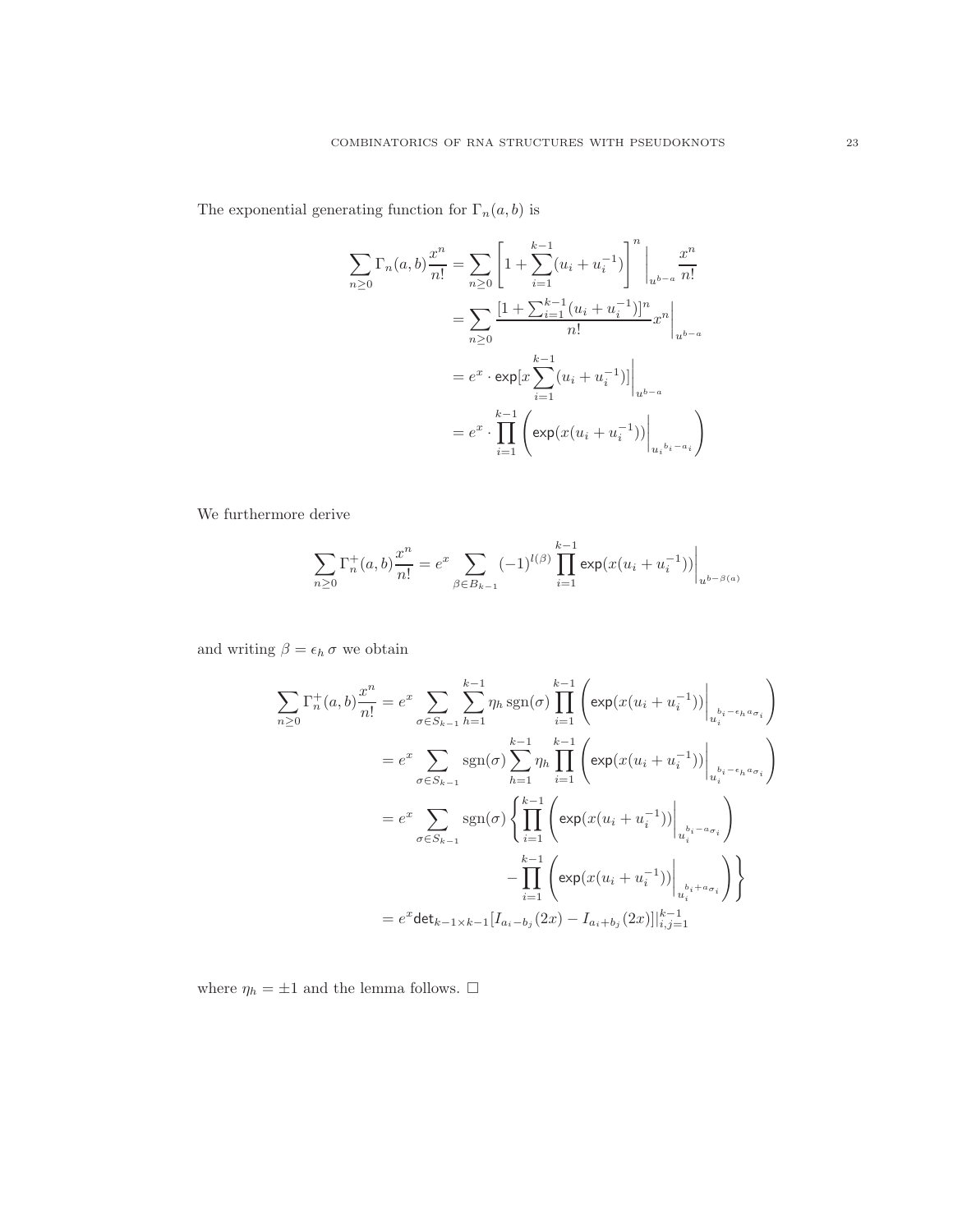The exponential generating function for $\Gamma_n(a,b)$ is

$$
\begin{aligned}
\sum_{n\geq 0}\Gamma_n(a,b)\frac{x^n}{n!} &= \sum_{n\geq 0}\left[1+\sum_{i=1}^{k-1}(u_i+u_i^{-1})\right]^n\Bigg|_{u^{b-a}}\frac{x^n}{n!}\\
&= \sum_{n\geq 0}\frac{[1+\sum_{i=1}^{k-1}(u_i+u_i^{-1})]^n}{n!}x^n\Bigg|_{u^{b-a}}\\
&= e^x\cdot \mathsf{exp}[x\sum_{i=1}^{k-1}(u_i+u_i^{-1})]\Bigg|_{u^{b-a}}\\
&= e^x\cdot\prod_{i=1}^{k-1}\left(\mathsf{exp}(x(u_i+u_i^{-1}))\Big|_{{u_i}^{b_i-a_i}}\right)
\end{aligned}
$$

We furthermore derive

$$
\sum_{n\geq 0}\Gamma_n^+(a,b)\frac{x^n}{n!} = e^x\sum_{\beta\in B_{k-1}}(-1)^{l(\beta)}\prod_{i=1}^{k-1}\mathsf{exp}(x(u_i+u_i^{-1}))\Bigg|_{u^{b-\beta(a)}}
$$

and writing $\beta=\epsilon_h\,\sigma$ we obtain

$$
\begin{aligned}
\sum_{n\geq 0}\Gamma_n^+(a,b)\frac{x^n}{n!} &= e^x\sum_{\sigma\in S_{k-1}}\sum_{h=1}^{k-1}\eta_h\,\mathrm{sgn}(\sigma)\prod_{i=1}^{k-1}\left(\mathsf{exp}(x(u_i+u_i^{-1}))\Big|_{u_i^{b_i-\epsilon_h a_{\sigma_i}}}\right)\\
&= e^x\sum_{\sigma\in S_{k-1}}\mathrm{sgn}(\sigma)\sum_{h=1}^{k-1}\eta_h\prod_{i=1}^{k-1}\left(\mathsf{exp}(x(u_i+u_i^{-1}))\Big|_{u_i^{b_i-\epsilon_h a_{\sigma_i}}}\right)\\
&= e^x\sum_{\sigma\in S_{k-1}}\mathrm{sgn}(\sigma)\left\{\prod_{i=1}^{k-1}\left(\mathsf{exp}(x(u_i+u_i^{-1}))\Big|_{u_i^{b_i-a_{\sigma_i}}}\right)\right.\\
&\qquad\left.-\prod_{i=1}^{k-1}\left(\mathsf{exp}(x(u_i+u_i^{-1}))\Big|_{u_i^{b_i+a_{\sigma_i}}}\right)\right\}\\
&= e^x\mathsf{det}_{k-1\times k-1}[I_{a_i-b_j}(2x)-I_{a_i+b_j}(2x)]|_{i,j=1}^{k-1}
\end{aligned}
$$

where $\eta_h=\pm 1$ and the lemma follows. $\square$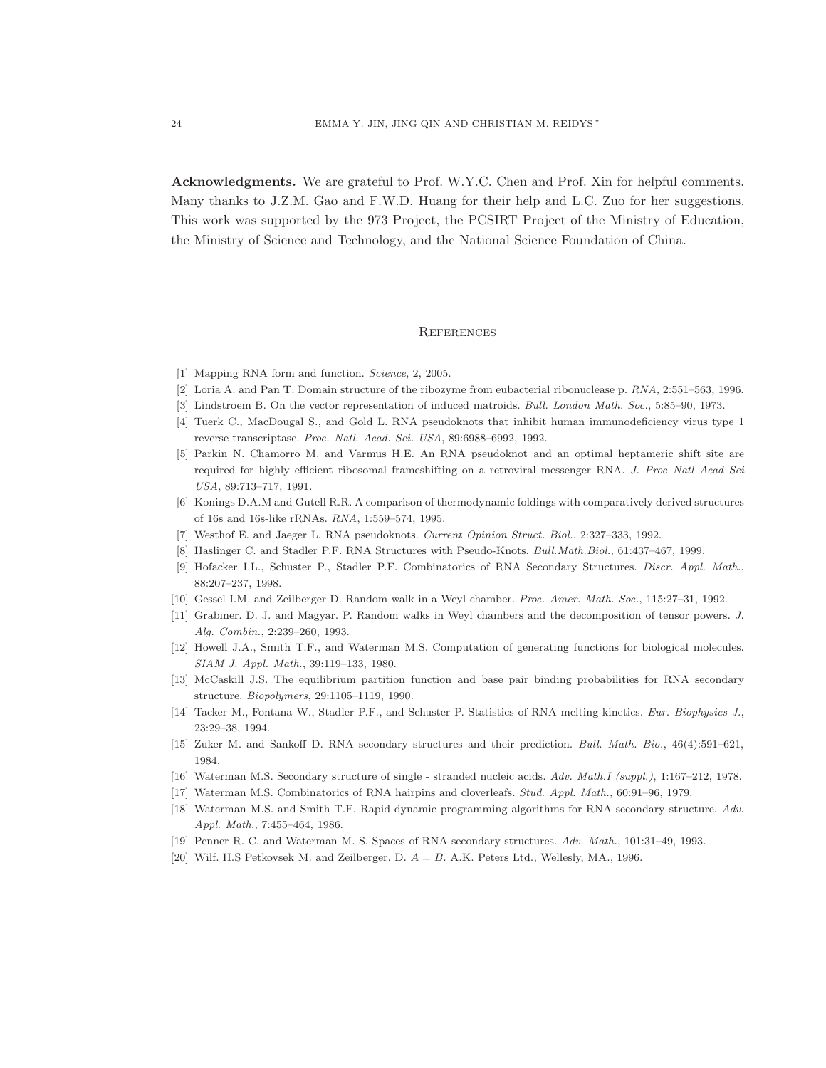**Acknowledgments.** We are grateful to Prof. W.Y.C. Chen and Prof. Xin for helpful comments. Many thanks to J.Z.M. Gao and F.W.D. Huang for their help and L.C. Zuo for her suggestions. This work was supported by the 973 Project, the PCSIRT Project of the Ministry of Education, the Ministry of Science and Technology, and the National Science Foundation of China.

## References

[1] Mapping RNA form and function. *Science*, 2, 2005.

[2] Loria A. and Pan T. Domain structure of the ribozyme from eubacterial ribonuclease p. *RNA*, 2:551–563, 1996.

[3] Lindstroem B. On the vector representation of induced matroids. *Bull. London Math. Soc.*, 5:85–90, 1973.

[4] Tuerk C., MacDougal S., and Gold L. RNA pseudoknots that inhibit human immunodeficiency virus type 1 reverse transcriptase. *Proc. Natl. Acad. Sci. USA*, 89:6988–6992, 1992.

[5] Parkin N. Chamorro M. and Varmus H.E. An RNA pseudoknot and an optimal heptameric shift site are required for highly efficient ribosomal frameshifting on a retroviral messenger RNA. *J. Proc Natl Acad Sci USA*, 89:713–717, 1991.

[6] Konings D.A.M and Gutell R.R. A comparison of thermodynamic foldings with comparatively derived structures of 16s and 16s-like rRNAs. *RNA*, 1:559–574, 1995.

[7] Westhof E. and Jaeger L. RNA pseudoknots. *Current Opinion Struct. Biol.*, 2:327–333, 1992.

[8] Haslinger C. and Stadler P.F. RNA Structures with Pseudo-Knots. *Bull.Math.Biol.*, 61:437–467, 1999.

[9] Hofacker I.L., Schuster P., Stadler P.F. Combinatorics of RNA Secondary Structures. *Discr. Appl. Math.*, 88:207–237, 1998.

[10] Gessel I.M. and Zeilberger D. Random walk in a Weyl chamber. *Proc. Amer. Math. Soc.*, 115:27–31, 1992.

[11] Grabiner. D. J. and Magyar. P. Random walks in Weyl chambers and the decomposition of tensor powers. *J. Alg. Combin.*, 2:239–260, 1993.

[12] Howell J.A., Smith T.F., and Waterman M.S. Computation of generating functions for biological molecules. *SIAM J. Appl. Math.*, 39:119–133, 1980.

[13] McCaskill J.S. The equilibrium partition function and base pair binding probabilities for RNA secondary structure. *Biopolymers*, 29:1105–1119, 1990.

[14] Tacker M., Fontana W., Stadler P.F., and Schuster P. Statistics of RNA melting kinetics. *Eur. Biophysics J.*, 23:29–38, 1994.

[15] Zuker M. and Sankoff D. RNA secondary structures and their prediction. *Bull. Math. Bio.*, 46(4):591–621, 1984.

[16] Waterman M.S. Secondary structure of single - stranded nucleic acids. *Adv. Math.I (suppl.)*, 1:167–212, 1978.

[17] Waterman M.S. Combinatorics of RNA hairpins and cloverleafs. *Stud. Appl. Math.*, 60:91–96, 1979.

[18] Waterman M.S. and Smith T.F. Rapid dynamic programming algorithms for RNA secondary structure. *Adv. Appl. Math.*, 7:455–464, 1986.

[19] Penner R. C. and Waterman M. S. Spaces of RNA secondary structures. *Adv. Math.*, 101:31–49, 1993.

[20] Wilf. H.S Petkovsek M. and Zeilberger. D. *$A = B$*. A.K. Peters Ltd., Wellesly, MA., 1996.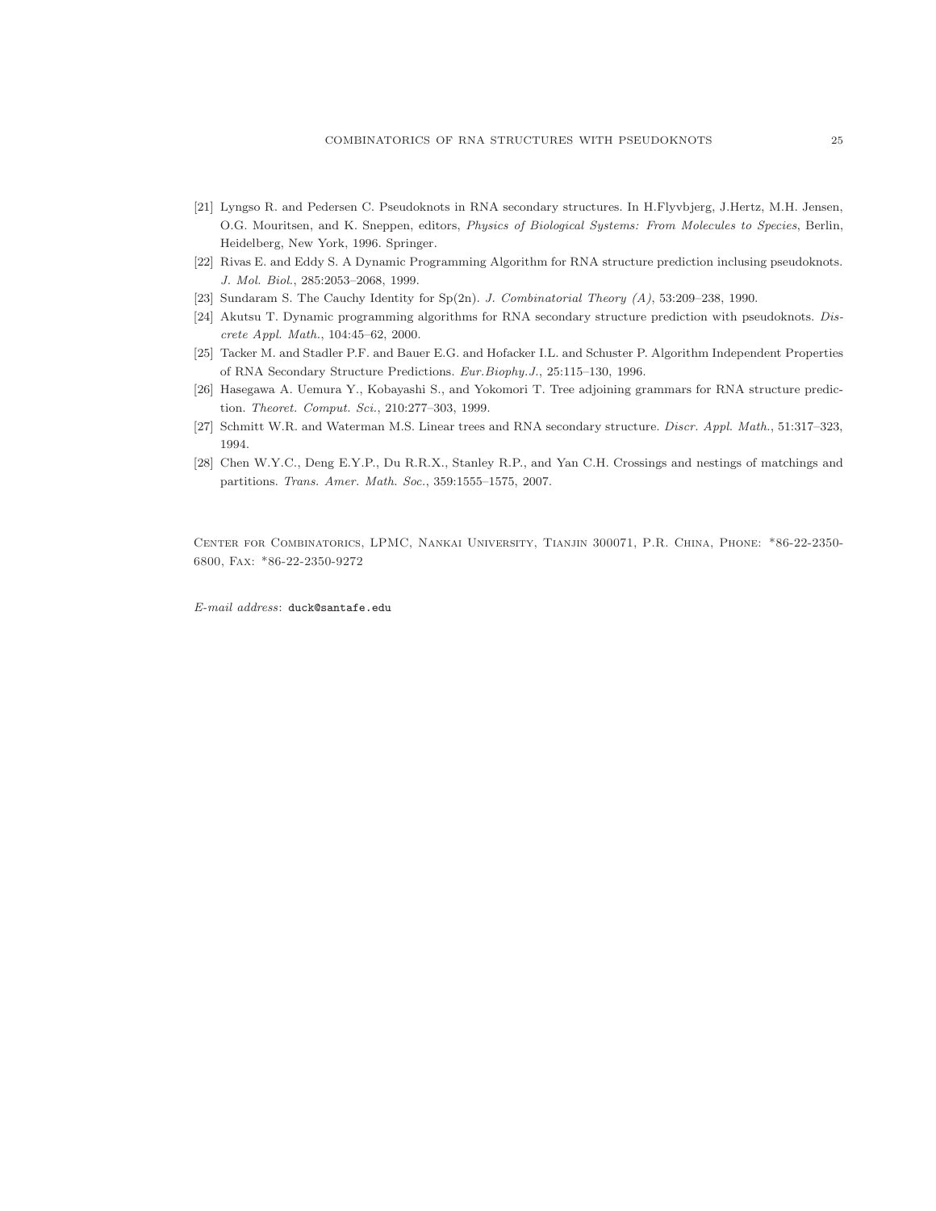[21] Lyngso R. and Pedersen C. Pseudoknots in RNA secondary structures. In H.Flyvbjerg, J.Hertz, M.H. Jensen, O.G. Mouritsen, and K. Sneppen, editors, *Physics of Biological Systems: From Molecules to Species*, Berlin, Heidelberg, New York, 1996. Springer.

[22] Rivas E. and Eddy S. A Dynamic Programming Algorithm for RNA structure prediction inclusing pseudoknots. *J. Mol. Biol.*, 285:2053–2068, 1999.

[23] Sundaram S. The Cauchy Identity for Sp(2n). *J. Combinatorial Theory (A)*, 53:209–238, 1990.

[24] Akutsu T. Dynamic programming algorithms for RNA secondary structure prediction with pseudoknots. *Discrete Appl. Math.*, 104:45–62, 2000.

[25] Tacker M. and Stadler P.F. and Bauer E.G. and Hofacker I.L. and Schuster P. Algorithm Independent Properties of RNA Secondary Structure Predictions. *Eur.Biophy.J.*, 25:115–130, 1996.

[26] Hasegawa A. Uemura Y., Kobayashi S., and Yokomori T. Tree adjoining grammars for RNA structure prediction. *Theoret. Comput. Sci.*, 210:277–303, 1999.

[27] Schmitt W.R. and Waterman M.S. Linear trees and RNA secondary structure. *Discr. Appl. Math.*, 51:317–323, 1994.

[28] Chen W.Y.C., Deng E.Y.P., Du R.R.X., Stanley R.P., and Yan C.H. Crossings and nestings of matchings and partitions. *Trans. Amer. Math. Soc.*, 359:1555–1575, 2007.

Center for Combinatorics, LPMC, Nankai University, Tianjin 300071, P.R. China, Phone: *86-22-2350-6800, Fax: *86-22-2350-9272

*E-mail address*: duck@santafe.edu